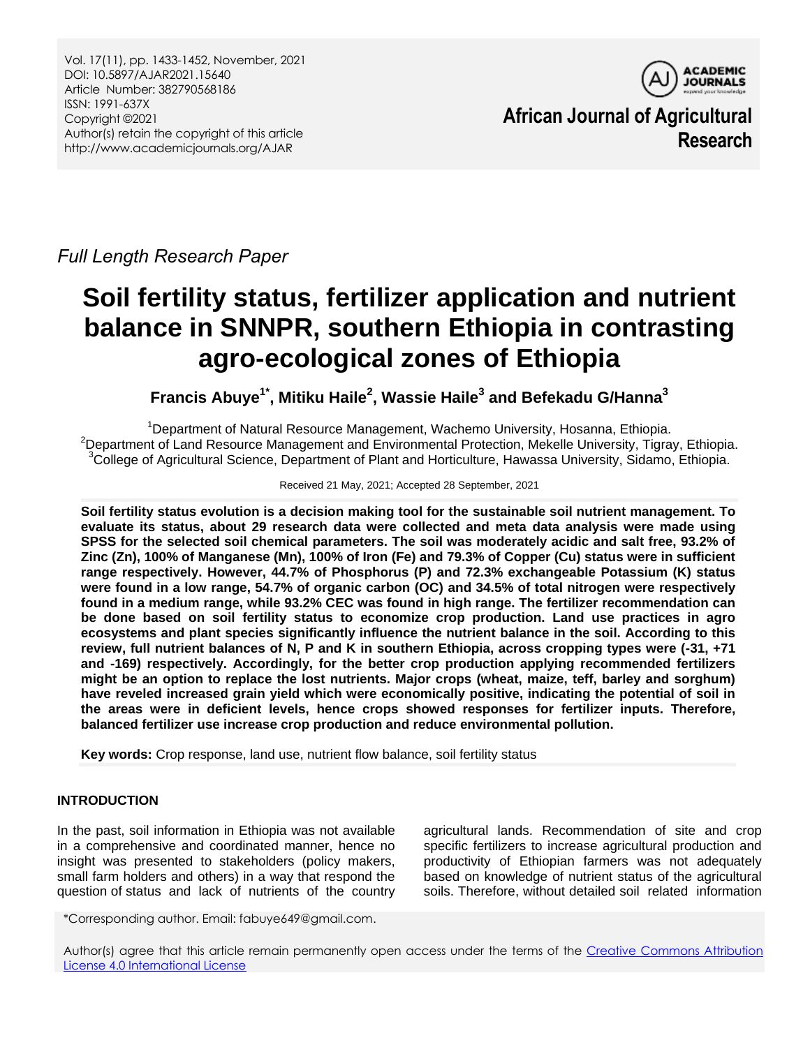Full Length Research Paper

# Soil fertility status, fertilizer application and nutrient balance in SNNPR, southern Ethiopia in contrasting agro-ecological zones of Ethiopia

**Francis Abuye[1*], Mitiku Haile[2], Wassie Haile[3] and Befekadu G/Hanna[3]**

[1]Department of Natural Resource Management, Wachemo University, Hosanna, Ethiopia.
[2]Department of Land Resource Management and Environmental Protection, Mekelle University, Tigray, Ethiopia.
[3]College of Agricultural Science, Department of Plant and Horticulture, Hawassa University, Sidamo, Ethiopia.

Received 21 May, 2021; Accepted 28 September, 2021

**Soil fertility status evolution is a decision making tool for the sustainable soil nutrient management. To evaluate its status, about 29 research data were collected and meta data analysis were made using SPSS for the selected soil chemical parameters. The soil was moderately acidic and salt free, 93.2% of Zinc (Zn), 100% of Manganese (Mn), 100% of Iron (Fe) and 79.3% of Copper (Cu) status were in sufficient range respectively. However, 44.7% of Phosphorus (P) and 72.3% exchangeable Potassium (K) status were found in a low range, 54.7% of organic carbon (OC) and 34.5% of total nitrogen were respectively found in a medium range, while 93.2% CEC was found in high range. The fertilizer recommendation can be done based on soil fertility status to economize crop production. Land use practices in agro ecosystems and plant species significantly influence the nutrient balance in the soil. According to this review, full nutrient balances of N, P and K in southern Ethiopia, across cropping types were (-31, +71 and -169) respectively. Accordingly, for the better crop production applying recommended fertilizers might be an option to replace the lost nutrients. Major crops (wheat, maize, teff, barley and sorghum) have reveled increased grain yield which were economically positive, indicating the potential of soil in the areas were in deficient levels, hence crops showed responses for fertilizer inputs. Therefore, balanced fertilizer use increase crop production and reduce environmental pollution.**

**Key words:** Crop response, land use, nutrient flow balance, soil fertility status

## INTRODUCTION

In the past, soil information in Ethiopia was not available in a comprehensive and coordinated manner, hence no insight was presented to stakeholders (policy makers, small farm holders and others) in a way that respond the question of status and lack of nutrients of the country agricultural lands. Recommendation of site and crop specific fertilizers to increase agricultural production and productivity of Ethiopian farmers was not adequately based on knowledge of nutrient status of the agricultural soils. Therefore, without detailed soil related information

*Corresponding author. Email: fabuye649@gmail.com.

Author(s) agree that this article remain permanently open access under the terms of the Creative Commons Attribution License 4.0 International License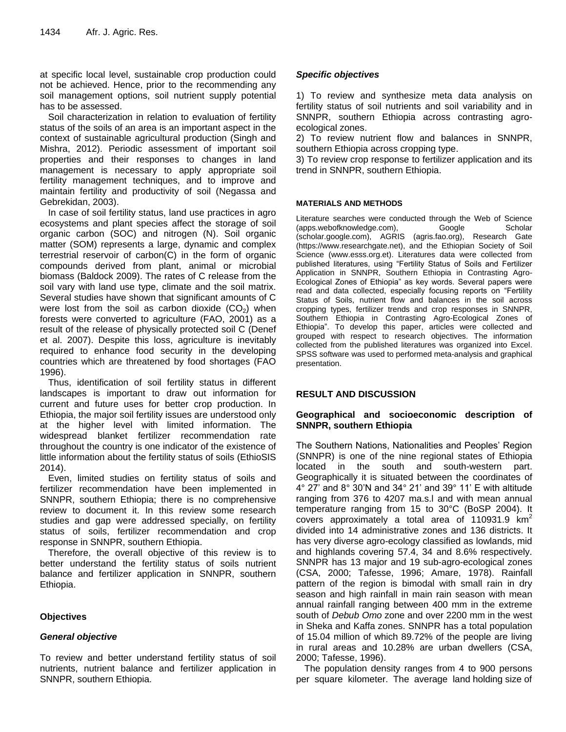at specific local level, sustainable crop production could not be achieved. Hence, prior to the recommending any soil management options, soil nutrient supply potential has to be assessed.

Soil characterization in relation to evaluation of fertility status of the soils of an area is an important aspect in the context of sustainable agricultural production (Singh and Mishra, 2012). Periodic assessment of important soil properties and their responses to changes in land management is necessary to apply appropriate soil fertility management techniques, and to improve and maintain fertility and productivity of soil (Negassa and Gebrekidan, 2003).

In case of soil fertility status, land use practices in agro ecosystems and plant species affect the storage of soil organic carbon (SOC) and nitrogen (N). Soil organic matter (SOM) represents a large, dynamic and complex terrestrial reservoir of carbon(C) in the form of organic compounds derived from plant, animal or microbial biomass (Baldock 2009). The rates of C release from the soil vary with land use type, climate and the soil matrix. Several studies have shown that significant amounts of C were lost from the soil as carbon dioxide ($CO_2$) when forests were converted to agriculture (FAO, 2001) as a result of the release of physically protected soil C (Denef et al. 2007). Despite this loss, agriculture is inevitably required to enhance food security in the developing countries which are threatened by food shortages (FAO 1996).

Thus, identification of soil fertility status in different landscapes is important to draw out information for current and future uses for better crop production. In Ethiopia, the major soil fertility issues are understood only at the higher level with limited information. The widespread blanket fertilizer recommendation rate throughout the country is one indicator of the existence of little information about the fertility status of soils (EthioSIS 2014).

Even, limited studies on fertility status of soils and fertilizer recommendation have been implemented in SNNPR, southern Ethiopia; there is no comprehensive review to document it. In this review some research studies and gap were addressed specially, on fertility status of soils, fertilizer recommendation and crop response in SNNPR, southern Ethiopia.

Therefore, the overall objective of this review is to better understand the fertility status of soils nutrient balance and fertilizer application in SNNPR, southern Ethiopia.

### Objectives

#### *General objective*

To review and better understand fertility status of soil nutrients, nutrient balance and fertilizer application in SNNPR, southern Ethiopia.

#### *Specific objectives*

1) To review and synthesize meta data analysis on fertility status of soil nutrients and soil variability and in SNNPR, southern Ethiopia across contrasting agro-ecological zones.
2) To review nutrient flow and balances in SNNPR, southern Ethiopia across cropping type.
3) To review crop response to fertilizer application and its trend in SNNPR, southern Ethiopia.

## MATERIALS AND METHODS

Literature searches were conducted through the Web of Science (apps.webofknowledge.com), Google Scholar (scholar.google.com), AGRIS (agris.fao.org), Research Gate (https://www.researchgate.net), and the Ethiopian Society of Soil Science (www.esss.org.et). Literatures data were collected from published literatures, using "Fertility Status of Soils and Fertilizer Application in SNNPR, Southern Ethiopia in Contrasting Agro-Ecological Zones of Ethiopia" as key words. Several papers were read and data collected, especially focusing reports on "Fertility Status of Soils, nutrient flow and balances in the soil across cropping types, fertilizer trends and crop responses in SNNPR, Southern Ethiopia in Contrasting Agro-Ecological Zones of Ethiopia". To develop this paper, articles were collected and grouped with respect to research objectives. The information collected from the published literatures was organized into Excel. SPSS software was used to performed meta-analysis and graphical presentation.

## RESULT AND DISCUSSION

### Geographical and socioeconomic description of SNNPR, southern Ethiopia

The Southern Nations, Nationalities and Peoples' Region (SNNPR) is one of the nine regional states of Ethiopia located in the south and south-western part. Geographically it is situated between the coordinates of 4° 27' and 8° 30'N and 34° 21' and 39° 11' E with altitude ranging from 376 to 4207 ma.s.l and with mean annual temperature ranging from 15 to 30°C (BoSP 2004). It covers approximately a total area of 110931.9 $km^2$ divided into 14 administrative zones and 136 districts. It has very diverse agro-ecology classified as lowlands, mid and highlands covering 57.4, 34 and 8.6% respectively. SNNPR has 13 major and 19 sub-agro-ecological zones (CSA, 2000; Tafesse, 1996; Amare, 1978). Rainfall pattern of the region is bimodal with small rain in dry season and high rainfall in main rain season with mean annual rainfall ranging between 400 mm in the extreme south of *Debub Omo* zone and over 2200 mm in the west in Sheka and Kaffa zones. SNNPR has a total population of 15.04 million of which 89.72% of the people are living in rural areas and 10.28% are urban dwellers (CSA, 2000; Tafesse, 1996).

The population density ranges from 4 to 900 persons per square kilometer. The average land holding size of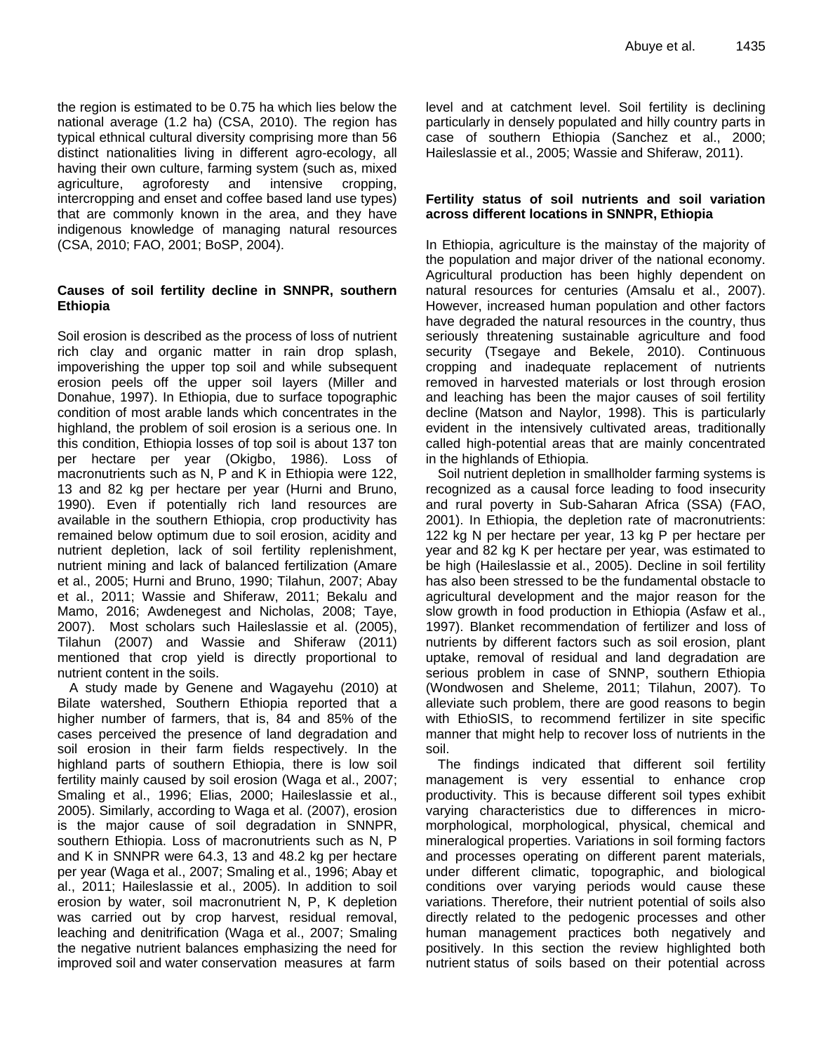the region is estimated to be 0.75 ha which lies below the national average (1.2 ha) (CSA, 2010). The region has typical ethnical cultural diversity comprising more than 56 distinct nationalities living in different agro-ecology, all having their own culture, farming system (such as, mixed agriculture, agroforesty and intensive cropping, intercropping and enset and coffee based land use types) that are commonly known in the area, and they have indigenous knowledge of managing natural resources (CSA, 2010; FAO, 2001; BoSP, 2004).

### Causes of soil fertility decline in SNNPR, southern Ethiopia

Soil erosion is described as the process of loss of nutrient rich clay and organic matter in rain drop splash, impoverishing the upper top soil and while subsequent erosion peels off the upper soil layers (Miller and Donahue, 1997). In Ethiopia, due to surface topographic condition of most arable lands which concentrates in the highland, the problem of soil erosion is a serious one. In this condition, Ethiopia losses of top soil is about 137 ton per hectare per year (Okigbo, 1986). Loss of macronutrients such as N, P and K in Ethiopia were 122, 13 and 82 kg per hectare per year (Hurni and Bruno, 1990). Even if potentially rich land resources are available in the southern Ethiopia, crop productivity has remained below optimum due to soil erosion, acidity and nutrient depletion, lack of soil fertility replenishment, nutrient mining and lack of balanced fertilization (Amare et al., 2005; Hurni and Bruno, 1990; Tilahun, 2007; Abay et al., 2011; Wassie and Shiferaw, 2011; Bekalu and Mamo, 2016; Awdenegest and Nicholas, 2008; Taye, 2007). Most scholars such Haileslassie et al. (2005), Tilahun (2007) and Wassie and Shiferaw (2011) mentioned that crop yield is directly proportional to nutrient content in the soils.

A study made by Genene and Wagayehu (2010) at Bilate watershed, Southern Ethiopia reported that a higher number of farmers, that is, 84 and 85% of the cases perceived the presence of land degradation and soil erosion in their farm fields respectively. In the highland parts of southern Ethiopia, there is low soil fertility mainly caused by soil erosion (Waga et al., 2007; Smaling et al., 1996; Elias, 2000; Haileslassie et al., 2005). Similarly, according to Waga et al. (2007), erosion is the major cause of soil degradation in SNNPR, southern Ethiopia. Loss of macronutrients such as N, P and K in SNNPR were 64.3, 13 and 48.2 kg per hectare per year (Waga et al., 2007; Smaling et al., 1996; Abay et al., 2011; Haileslassie et al., 2005). In addition to soil erosion by water, soil macronutrient N, P, K depletion was carried out by crop harvest, residual removal, leaching and denitrification (Waga et al., 2007; Smaling the negative nutrient balances emphasizing the need for improved soil and water conservation measures at farm level and at catchment level. Soil fertility is declining particularly in densely populated and hilly country parts in case of southern Ethiopia (Sanchez et al., 2000; Haileslassie et al., 2005; Wassie and Shiferaw, 2011).

### Fertility status of soil nutrients and soil variation across different locations in SNNPR, Ethiopia

In Ethiopia, agriculture is the mainstay of the majority of the population and major driver of the national economy. Agricultural production has been highly dependent on natural resources for centuries (Amsalu et al., 2007). However, increased human population and other factors have degraded the natural resources in the country, thus seriously threatening sustainable agriculture and food security (Tsegaye and Bekele, 2010). Continuous cropping and inadequate replacement of nutrients removed in harvested materials or lost through erosion and leaching has been the major causes of soil fertility decline (Matson and Naylor, 1998). This is particularly evident in the intensively cultivated areas, traditionally called high-potential areas that are mainly concentrated in the highlands of Ethiopia.

Soil nutrient depletion in smallholder farming systems is recognized as a causal force leading to food insecurity and rural poverty in Sub-Saharan Africa (SSA) (FAO, 2001). In Ethiopia, the depletion rate of macronutrients: 122 kg N per hectare per year, 13 kg P per hectare per year and 82 kg K per hectare per year, was estimated to be high (Haileslassie et al., 2005). Decline in soil fertility has also been stressed to be the fundamental obstacle to agricultural development and the major reason for the slow growth in food production in Ethiopia (Asfaw et al., 1997). Blanket recommendation of fertilizer and loss of nutrients by different factors such as soil erosion, plant uptake, removal of residual and land degradation are serious problem in case of SNNP, southern Ethiopia (Wondwosen and Sheleme, 2011; Tilahun, 2007). To alleviate such problem, there are good reasons to begin with EthioSIS, to recommend fertilizer in site specific manner that might help to recover loss of nutrients in the soil.

The findings indicated that different soil fertility management is very essential to enhance crop productivity. This is because different soil types exhibit varying characteristics due to differences in micro-morphological, morphological, physical, chemical and mineralogical properties. Variations in soil forming factors and processes operating on different parent materials, under different climatic, topographic, and biological conditions over varying periods would cause these variations. Therefore, their nutrient potential of soils also directly related to the pedogenic processes and other human management practices both negatively and positively. In this section the review highlighted both nutrient status of soils based on their potential across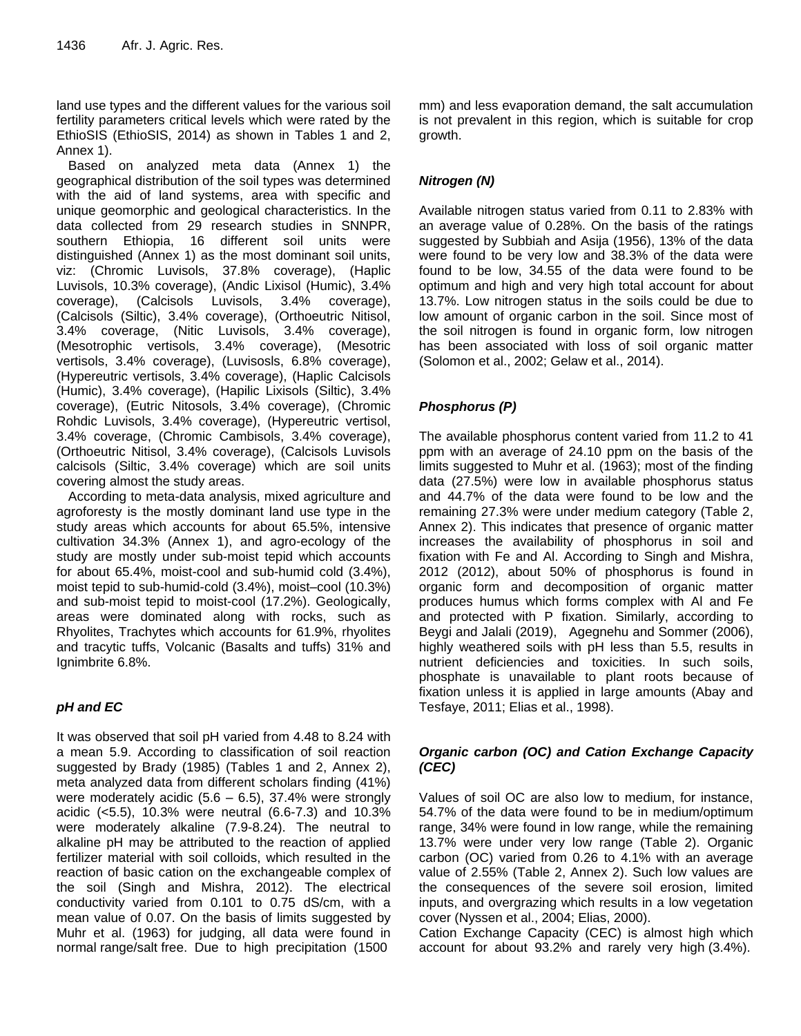land use types and the different values for the various soil fertility parameters critical levels which were rated by the EthioSIS (EthioSIS, 2014) as shown in Tables 1 and 2, Annex 1).

Based on analyzed meta data (Annex 1) the geographical distribution of the soil types was determined with the aid of land systems, area with specific and unique geomorphic and geological characteristics. In the data collected from 29 research studies in SNNPR, southern Ethiopia, 16 different soil units were distinguished (Annex 1) as the most dominant soil units, viz: (Chromic Luvisols, 37.8% coverage), (Haplic Luvisols, 10.3% coverage), (Andic Lixisol (Humic), 3.4% coverage), (Calcisols Luvisols, 3.4% coverage), (Calcisols (Siltic), 3.4% coverage), (Orthoeutric Nitisol, 3.4% coverage, (Nitic Luvisols, 3.4% coverage), (Mesotrophic vertisols, 3.4% coverage), (Mesotric vertisols, 3.4% coverage), (Luvisosls, 6.8% coverage), (Hypereutric vertisols, 3.4% coverage), (Haplic Calcisols (Humic), 3.4% coverage), (Hapilic Lixisols (Siltic), 3.4% coverage), (Eutric Nitosols, 3.4% coverage), (Chromic Rohdic Luvisols, 3.4% coverage), (Hypereutric vertisol, 3.4% coverage, (Chromic Cambisols, 3.4% coverage), (Orthoeutric Nitisol, 3.4% coverage), (Calcisols Luvisols calcisols (Siltic, 3.4% coverage) which are soil units covering almost the study areas.

According to meta-data analysis, mixed agriculture and agroforesty is the mostly dominant land use type in the study areas which accounts for about 65.5%, intensive cultivation 34.3% (Annex 1), and agro-ecology of the study are mostly under sub-moist tepid which accounts for about 65.4%, moist-cool and sub-humid cold (3.4%), moist tepid to sub-humid-cold (3.4%), moist–cool (10.3%) and sub-moist tepid to moist-cool (17.2%). Geologically, areas were dominated along with rocks, such as Rhyolites, Trachytes which accounts for 61.9%, rhyolites and tracytic tuffs, Volcanic (Basalts and tuffs) 31% and Ignimbrite 6.8%.

### *pH and EC*

It was observed that soil pH varied from 4.48 to 8.24 with a mean 5.9. According to classification of soil reaction suggested by Brady (1985) (Tables 1 and 2, Annex 2), meta analyzed data from different scholars finding (41%) were moderately acidic (5.6 – 6.5), 37.4% were strongly acidic (<5.5), 10.3% were neutral (6.6-7.3) and 10.3% were moderately alkaline (7.9-8.24). The neutral to alkaline pH may be attributed to the reaction of applied fertilizer material with soil colloids, which resulted in the reaction of basic cation on the exchangeable complex of the soil (Singh and Mishra, 2012). The electrical conductivity varied from 0.101 to 0.75 dS/cm, with a mean value of 0.07. On the basis of limits suggested by Muhr et al. (1963) for judging, all data were found in normal range/salt free. Due to high precipitation (1500 mm) and less evaporation demand, the salt accumulation is not prevalent in this region, which is suitable for crop growth.

### *Nitrogen (N)*

Available nitrogen status varied from 0.11 to 2.83% with an average value of 0.28%. On the basis of the ratings suggested by Subbiah and Asija (1956), 13% of the data were found to be very low and 38.3% of the data were found to be low, 34.55 of the data were found to be optimum and high and very high total account for about 13.7%. Low nitrogen status in the soils could be due to low amount of organic carbon in the soil. Since most of the soil nitrogen is found in organic form, low nitrogen has been associated with loss of soil organic matter (Solomon et al., 2002; Gelaw et al., 2014).

### *Phosphorus (P)*

The available phosphorus content varied from 11.2 to 41 ppm with an average of 24.10 ppm on the basis of the limits suggested to Muhr et al. (1963); most of the finding data (27.5%) were low in available phosphorus status and 44.7% of the data were found to be low and the remaining 27.3% were under medium category (Table 2, Annex 2). This indicates that presence of organic matter increases the availability of phosphorus in soil and fixation with Fe and Al. According to Singh and Mishra, 2012 (2012), about 50% of phosphorus is found in organic form and decomposition of organic matter produces humus which forms complex with Al and Fe and protected with P fixation. Similarly, according to Beygi and Jalali (2019), Agegnehu and Sommer (2006), highly weathered soils with pH less than 5.5, results in nutrient deficiencies and toxicities. In such soils, phosphate is unavailable to plant roots because of fixation unless it is applied in large amounts (Abay and Tesfaye, 2011; Elias et al., 1998).

### *Organic carbon (OC) and Cation Exchange Capacity (CEC)*

Values of soil OC are also low to medium, for instance, 54.7% of the data were found to be in medium/optimum range, 34% were found in low range, while the remaining 13.7% were under very low range (Table 2). Organic carbon (OC) varied from 0.26 to 4.1% with an average value of 2.55% (Table 2, Annex 2). Such low values are the consequences of the severe soil erosion, limited inputs, and overgrazing which results in a low vegetation cover (Nyssen et al., 2004; Elias, 2000).

Cation Exchange Capacity (CEC) is almost high which account for about 93.2% and rarely very high (3.4%).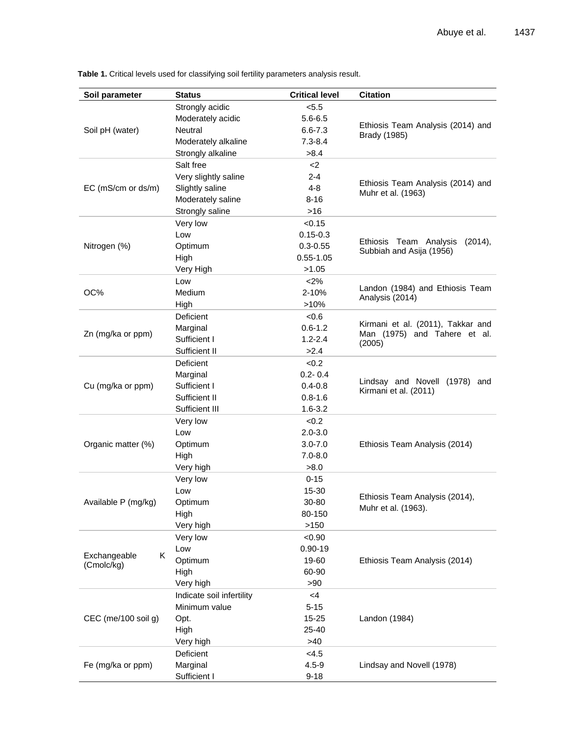**Table 1.** Critical levels used for classifying soil fertility parameters analysis result.

| Soil parameter | Status | Critical level | Citation |
|---|---|---|---|
| Soil pH (water) | Strongly acidic | <5.5 | Ethiosis Team Analysis (2014) and Brady (1985) |
| | Moderately acidic | 5.6-6.5 | |
| | Neutral | 6.6-7.3 | |
| | Moderately alkaline | 7.3-8.4 | |
| | Strongly alkaline | >8.4 | |
| EC (mS/cm or ds/m) | Salt free | <2 | Ethiosis Team Analysis (2014) and Muhr et al. (1963) |
| | Very slightly saline | 2-4 | |
| | Slightly saline | 4-8 | |
| | Moderately saline | 8-16 | |
| | Strongly saline | >16 | |
| Nitrogen (%) | Very low | <0.15 | Ethiosis Team Analysis (2014), Subbiah and Asija (1956) |
| | Low | 0.15-0.3 | |
| | Optimum | 0.3-0.55 | |
| | High | 0.55-1.05 | |
| | Very High | >1.05 | |
| OC% | Low | <2% | Landon (1984) and Ethiosis Team Analysis (2014) |
| | Medium | 2-10% | |
| | High | >10% | |
| Zn (mg/ka or ppm) | Deficient | <0.6 | Kirmani et al. (2011), Takkar and Man (1975) and Tahere et al. (2005) |
| | Marginal | 0.6-1.2 | |
| | Sufficient I | 1.2-2.4 | |
| | Sufficient II | >2.4 | |
| Cu (mg/ka or ppm) | Deficient | <0.2 | Lindsay and Novell (1978) and Kirmani et al. (2011) |
| | Marginal | 0.2- 0.4 | |
| | Sufficient I | 0.4-0.8 | |
| | Sufficient II | 0.8-1.6 | |
| | Sufficient III | 1.6-3.2 | |
| Organic matter (%) | Very low | <0.2 | Ethiosis Team Analysis (2014) |
| | Low | 2.0-3.0 | |
| | Optimum | 3.0-7.0 | |
| | High | 7.0-8.0 | |
| | Very high | >8.0 | |
| Available P (mg/kg) | Very low | 0-15 | Ethiosis Team Analysis (2014), Muhr et al. (1963). |
| | Low | 15-30 | |
| | Optimum | 30-80 | |
| | High | 80-150 | |
| | Very high | >150 | |
| Exchangeable K (Cmolc/kg) | Very low | <0.90 | Ethiosis Team Analysis (2014) |
| | Low | 0.90-19 | |
| | Optimum | 19-60 | |
| | High | 60-90 | |
| | Very high | >90 | |
| CEC (me/100 soil g) | Indicate soil infertility | <4 | Landon (1984) |
| | Minimum value | 5-15 | |
| | Opt. | 15-25 | |
| | High | 25-40 | |
| | Very high | >40 | |
| Fe (mg/ka or ppm) | Deficient | <4.5 | Lindsay and Novell (1978) |
| | Marginal | 4.5-9 | |
| | Sufficient I | 9-18 | |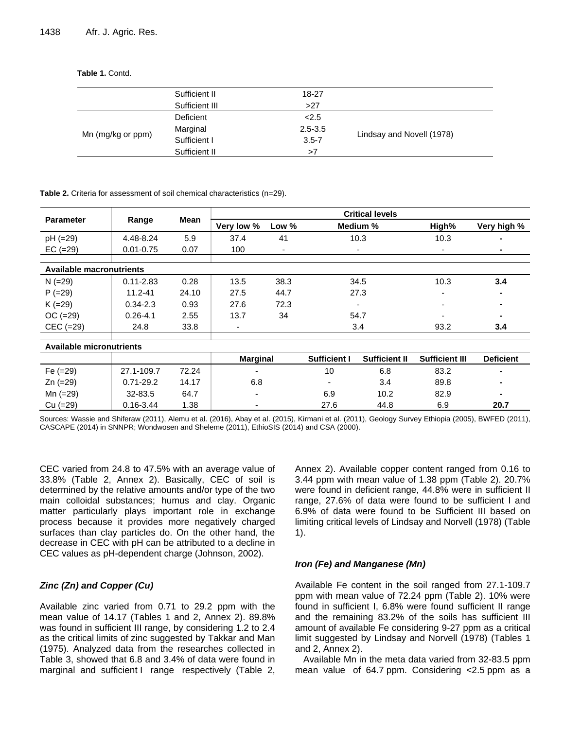**Table 1.** Contd.

| | | | |
|---|---|---|---|
| | Sufficient II | 18-27 | |
| | Sufficient III | >27 | |
| Mn (mg/kg or ppm) | Deficient | <2.5 | Lindsay and Novell (1978) |
| | Marginal | 2.5-3.5 | |
| | Sufficient I | 3.5-7 | |
| | Sufficient II | >7 | |

**Table 2.** Criteria for assessment of soil chemical characteristics (n=29).

| Parameter | Range | Mean | Critical levels | | | | | |
|---|---|---|---|---|---|---|---|---|
| | | | Very low % | Low % | Medium % | | High% | Very high % |
| pH (=29) | 4.48-8.24 | 5.9 | 37.4 | 41 | 10.3 | | 10.3 | - |
| EC (=29) | 0.01-0.75 | 0.07 | 100 | - | - | | - | - |
| **Available macronutrients** | | | | | | | | |
| N (=29) | 0.11-2.83 | 0.28 | 13.5 | 38.3 | 34.5 | | 10.3 | **3.4** |
| P (=29) | 11.2-41 | 24.10 | 27.5 | 44.7 | 27.3 | | - | - |
| K (=29) | 0.34-2.3 | 0.93 | 27.6 | 72.3 | - | | - | - |
| OC (=29) | 0.26-4.1 | 2.55 | 13.7 | 34 | 54.7 | | - | - |
| CEC (=29) | 24.8 | 33.8 | - | | 3.4 | | 93.2 | **3.4** |
| **Available micronutrients** | | | | | | | | |
| | | | **Marginal** | | **Sufficient I** | **Sufficient II** | **Sufficient III** | **Deficient** |
| Fe (=29) | 27.1-109.7 | 72.24 | - | | 10 | 6.8 | 83.2 | - |
| Zn (=29) | 0.71-29.2 | 14.17 | 6.8 | | - | 3.4 | 89.8 | - |
| Mn (=29) | 32-83.5 | 64.7 | - | | 6.9 | 10.2 | 82.9 | - |
| Cu (=29) | 0.16-3.44 | 1.38 | - | | 27.6 | 44.8 | 6.9 | **20.7** |

Sources: Wassie and Shiferaw (2011), Alemu et al. (2016), Abay et al. (2015), Kirmani et al. (2011), Geology Survey Ethiopia (2005), BWFED (2011), CASCAPE (2014) in SNNPR; Wondwosen and Sheleme (2011), EthioSIS (2014) and CSA (2000).

CEC varied from 24.8 to 47.5% with an average value of 33.8% (Table 2, Annex 2). Basically, CEC of soil is determined by the relative amounts and/or type of the two main colloidal substances; humus and clay. Organic matter particularly plays important role in exchange process because it provides more negatively charged surfaces than clay particles do. On the other hand, the decrease in CEC with pH can be attributed to a decline in CEC values as pH-dependent charge (Johnson, 2002).

### *Zinc (Zn) and Copper (Cu)*

Available zinc varied from 0.71 to 29.2 ppm with the mean value of 14.17 (Tables 1 and 2, Annex 2). 89.8% was found in sufficient III range, by considering 1.2 to 2.4 as the critical limits of zinc suggested by Takkar and Man (1975). Analyzed data from the researches collected in Table 3, showed that 6.8 and 3.4% of data were found in marginal and sufficient I range respectively (Table 2, Annex 2). Available copper content ranged from 0.16 to 3.44 ppm with mean value of 1.38 ppm (Table 2). 20.7% were found in deficient range, 44.8% were in sufficient II range, 27.6% of data were found to be sufficient I and 6.9% of data were found to be Sufficient III based on limiting critical levels of Lindsay and Norvell (1978) (Table 1).

### *Iron (Fe) and Manganese (Mn)*

Available Fe content in the soil ranged from 27.1-109.7 ppm with mean value of 72.24 ppm (Table 2). 10% were found in sufficient I, 6.8% were found sufficient II range and the remaining 83.2% of the soils has sufficient III amount of available Fe considering 9-27 ppm as a critical limit suggested by Lindsay and Norvell (1978) (Tables 1 and 2, Annex 2).

Available Mn in the meta data varied from 32-83.5 ppm mean value of 64.7 ppm. Considering <2.5 ppm as a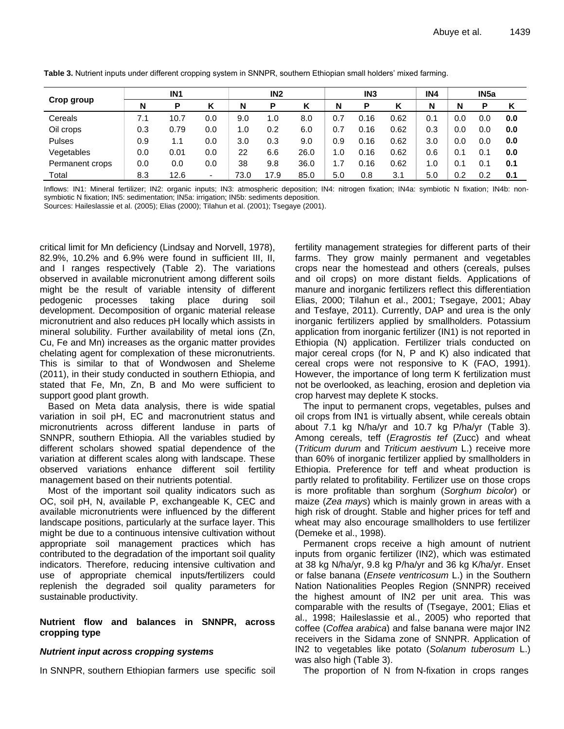**Table 3.** Nutrient inputs under different cropping system in SNNPR, southern Ethiopian small holders' mixed farming.

| Crop group | IN1 | | | IN2 | | | IN3 | | | IN4 | IN5a | | |
|---|---|---|---|---|---|---|---|---|---|---|---|---|---|
| | N | P | K | N | P | K | N | P | K | N | N | P | K |
| Cereals | 7.1 | 10.7 | 0.0 | 9.0 | 1.0 | 8.0 | 0.7 | 0.16 | 0.62 | 0.1 | 0.0 | 0.0 | **0.0** |
| Oil crops | 0.3 | 0.79 | 0.0 | 1.0 | 0.2 | 6.0 | 0.7 | 0.16 | 0.62 | 0.3 | 0.0 | 0.0 | **0.0** |
| Pulses | 0.9 | 1.1 | 0.0 | 3.0 | 0.3 | 9.0 | 0.9 | 0.16 | 0.62 | 3.0 | 0.0 | 0.0 | **0.0** |
| Vegetables | 0.0 | 0.01 | 0.0 | 22 | 6.6 | 26.0 | 1.0 | 0.16 | 0.62 | 0.6 | 0.1 | 0.1 | **0.0** |
| Permanent crops | 0.0 | 0.0 | 0.0 | 38 | 9.8 | 36.0 | 1.7 | 0.16 | 0.62 | 1.0 | 0.1 | 0.1 | **0.1** |
| Total | 8.3 | 12.6 | - | 73.0 | 17.9 | 85.0 | 5.0 | 0.8 | 3.1 | 5.0 | 0.2 | 0.2 | **0.1** |

Inflows: IN1: Mineral fertilizer; IN2: organic inputs; IN3: atmospheric deposition; IN4: nitrogen fixation; IN4a: symbiotic N fixation; IN4b: non-symbiotic N fixation; IN5: sedimentation; IN5a: irrigation; IN5b: sediments deposition.
Sources: Haileslassie et al. (2005); Elias (2000); Tilahun et al. (2001); Tsegaye (2001).

critical limit for Mn deficiency (Lindsay and Norvell, 1978), 82.9%, 10.2% and 6.9% were found in sufficient III, II, and I ranges respectively (Table 2). The variations observed in available micronutrient among different soils might be the result of variable intensity of different pedogenic processes taking place during soil development. Decomposition of organic material release micronutrient and also reduces pH locally which assists in mineral solubility. Further availability of metal ions (Zn, Cu, Fe and Mn) increases as the organic matter provides chelating agent for complexation of these micronutrients. This is similar to that of Wondwosen and Sheleme (2011), in their study conducted in southern Ethiopia, and stated that Fe, Mn, Zn, B and Mo were sufficient to support good plant growth.

Based on Meta data analysis, there is wide spatial variation in soil pH, EC and macronutrient status and micronutrients across different landuse in parts of SNNPR, southern Ethiopia. All the variables studied by different scholars showed spatial dependence of the variation at different scales along with landscape. These observed variations enhance different soil fertility management based on their nutrients potential.

Most of the important soil quality indicators such as OC, soil pH, N, available P, exchangeable K, CEC and available micronutrients were influenced by the different landscape positions, particularly at the surface layer. This might be due to a continuous intensive cultivation without appropriate soil management practices which has contributed to the degradation of the important soil quality indicators. Therefore, reducing intensive cultivation and use of appropriate chemical inputs/fertilizers could replenish the degraded soil quality parameters for sustainable productivity.

### Nutrient flow and balances in SNNPR, across cropping type

#### *Nutrient input across cropping systems*

In SNNPR, southern Ethiopian farmers use specific soil fertility management strategies for different parts of their farms. They grow mainly permanent and vegetables crops near the homestead and others (cereals, pulses and oil crops) on more distant fields. Applications of manure and inorganic fertilizers reflect this differentiation Elias, 2000; Tilahun et al., 2001; Tsegaye, 2001; Abay and Tesfaye, 2011). Currently, DAP and urea is the only inorganic fertilizers applied by smallholders. Potassium application from inorganic fertilizer (IN1) is not reported in Ethiopia (N) application. Fertilizer trials conducted on major cereal crops (for N, P and K) also indicated that cereal crops were not responsive to K (FAO, 1991). However, the importance of long term K fertilization must not be overlooked, as leaching, erosion and depletion via crop harvest may deplete K stocks.

The input to permanent crops, vegetables, pulses and oil crops from IN1 is virtually absent, while cereals obtain about 7.1 kg N/ha/yr and 10.7 kg P/ha/yr (Table 3). Among cereals, teff (*Eragrostis tef* (Zucc) and wheat (*Triticum durum* and *Triticum aestivum* L.) receive more than 60% of inorganic fertilizer applied by smallholders in Ethiopia. Preference for teff and wheat production is partly related to profitability. Fertilizer use on those crops is more profitable than sorghum (*Sorghum bicolor*) or maize (*Zea mays*) which is mainly grown in areas with a high risk of drought. Stable and higher prices for teff and wheat may also encourage smallholders to use fertilizer (Demeke et al., 1998).

Permanent crops receive a high amount of nutrient inputs from organic fertilizer (IN2), which was estimated at 38 kg N/ha/yr, 9.8 kg P/ha/yr and 36 kg K/ha/yr. Enset or false banana (*Ensete ventricosum* L.) in the Southern Nation Nationalities Peoples Region (SNNPR) received the highest amount of IN2 per unit area. This was comparable with the results of (Tsegaye, 2001; Elias et al., 1998; Haileslassie et al., 2005) who reported that coffee (*Coffea arabica*) and false banana were major IN2 receivers in the Sidama zone of SNNPR. Application of IN2 to vegetables like potato (*Solanum tuberosum* L.) was also high (Table 3).

The proportion of N from N-fixation in crops ranges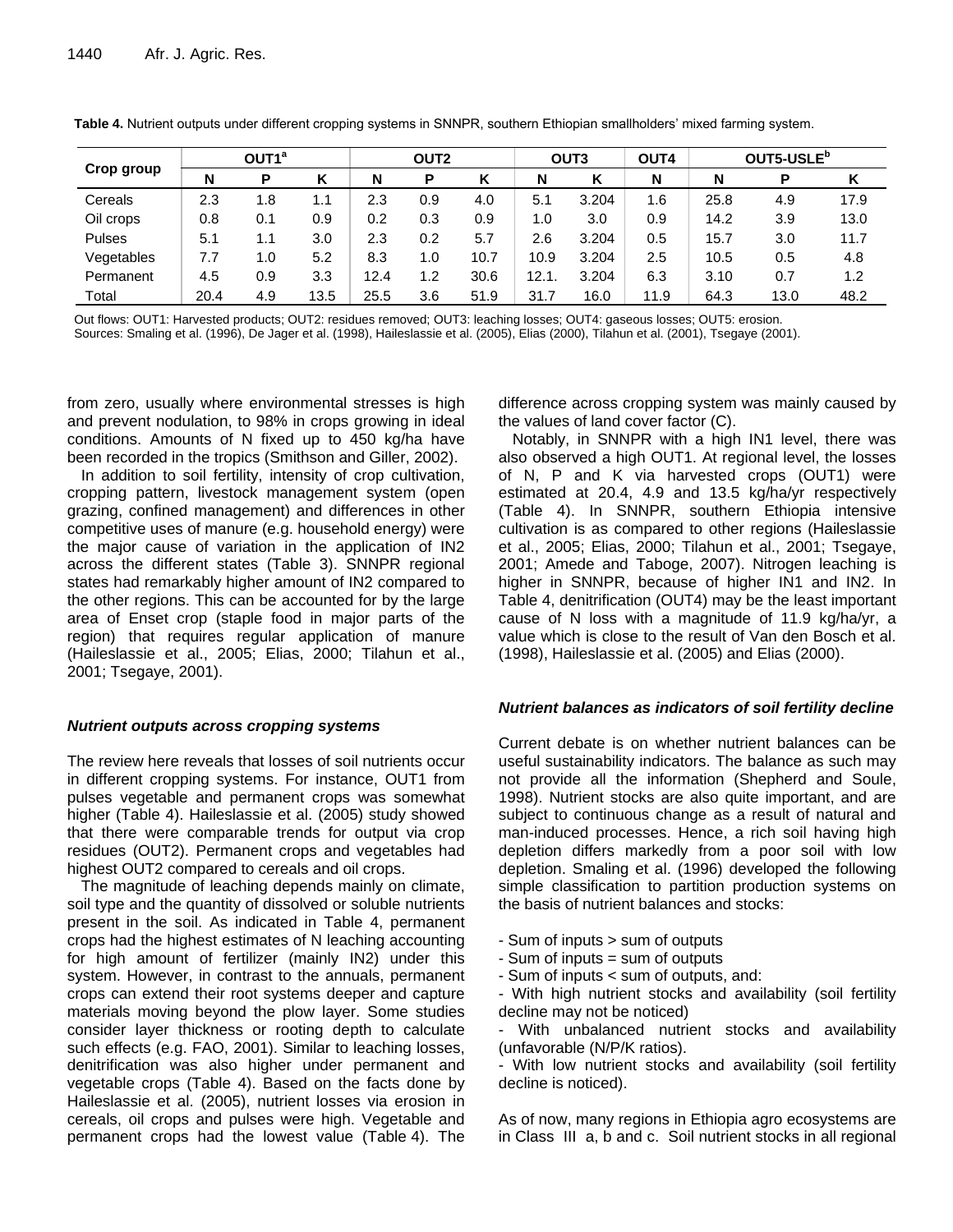**Table 4.** Nutrient outputs under different cropping systems in SNNPR, southern Ethiopian smallholders' mixed farming system.

| Crop group | OUT1[a] | | | OUT2 | | | OUT3 | | OUT4 | OUT5-USLE[b] | | |
|---|---|---|---|---|---|---|---|---|---|---|---|---|
| | N | P | K | N | P | K | N | K | N | N | P | K |
| Cereals | 2.3 | 1.8 | 1.1 | 2.3 | 0.9 | 4.0 | 5.1 | 3.204 | 1.6 | 25.8 | 4.9 | 17.9 |
| Oil crops | 0.8 | 0.1 | 0.9 | 0.2 | 0.3 | 0.9 | 1.0 | 3.0 | 0.9 | 14.2 | 3.9 | 13.0 |
| Pulses | 5.1 | 1.1 | 3.0 | 2.3 | 0.2 | 5.7 | 2.6 | 3.204 | 0.5 | 15.7 | 3.0 | 11.7 |
| Vegetables | 7.7 | 1.0 | 5.2 | 8.3 | 1.0 | 10.7 | 10.9 | 3.204 | 2.5 | 10.5 | 0.5 | 4.8 |
| Permanent | 4.5 | 0.9 | 3.3 | 12.4 | 1.2 | 30.6 | 12.1. | 3.204 | 6.3 | 3.10 | 0.7 | 1.2 |
| Total | 20.4 | 4.9 | 13.5 | 25.5 | 3.6 | 51.9 | 31.7 | 16.0 | 11.9 | 64.3 | 13.0 | 48.2 |

Out flows: OUT1: Harvested products; OUT2: residues removed; OUT3: leaching losses; OUT4: gaseous losses; OUT5: erosion.
Sources: Smaling et al. (1996), De Jager et al. (1998), Haileslassie et al. (2005), Elias (2000), Tilahun et al. (2001), Tsegaye (2001).

from zero, usually where environmental stresses is high and prevent nodulation, to 98% in crops growing in ideal conditions. Amounts of N fixed up to 450 kg/ha have been recorded in the tropics (Smithson and Giller, 2002).

In addition to soil fertility, intensity of crop cultivation, cropping pattern, livestock management system (open grazing, confined management) and differences in other competitive uses of manure (e.g. household energy) were the major cause of variation in the application of IN2 across the different states (Table 3). SNNPR regional states had remarkably higher amount of IN2 compared to the other regions. This can be accounted for by the large area of Enset crop (staple food in major parts of the region) that requires regular application of manure (Haileslassie et al., 2005; Elias, 2000; Tilahun et al., 2001; Tsegaye, 2001).

### *Nutrient outputs across cropping systems*

The review here reveals that losses of soil nutrients occur in different cropping systems. For instance, OUT1 from pulses vegetable and permanent crops was somewhat higher (Table 4). Haileslassie et al. (2005) study showed that there were comparable trends for output via crop residues (OUT2). Permanent crops and vegetables had highest OUT2 compared to cereals and oil crops.

The magnitude of leaching depends mainly on climate, soil type and the quantity of dissolved or soluble nutrients present in the soil. As indicated in Table 4, permanent crops had the highest estimates of N leaching accounting for high amount of fertilizer (mainly IN2) under this system. However, in contrast to the annuals, permanent crops can extend their root systems deeper and capture materials moving beyond the plow layer. Some studies consider layer thickness or rooting depth to calculate such effects (e.g. FAO, 2001). Similar to leaching losses, denitrification was also higher under permanent and vegetable crops (Table 4). Based on the facts done by Haileslassie et al. (2005), nutrient losses via erosion in cereals, oil crops and pulses were high. Vegetable and permanent crops had the lowest value (Table 4). The difference across cropping system was mainly caused by the values of land cover factor (C).

Notably, in SNNPR with a high IN1 level, there was also observed a high OUT1. At regional level, the losses of N, P and K via harvested crops (OUT1) were estimated at 20.4, 4.9 and 13.5 kg/ha/yr respectively (Table 4). In SNNPR, southern Ethiopia intensive cultivation is as compared to other regions (Haileslassie et al., 2005; Elias, 2000; Tilahun et al., 2001; Tsegaye, 2001; Amede and Taboge, 2007). Nitrogen leaching is higher in SNNPR, because of higher IN1 and IN2. In Table 4, denitrification (OUT4) may be the least important cause of N loss with a magnitude of 11.9 kg/ha/yr, a value which is close to the result of Van den Bosch et al. (1998), Haileslassie et al. (2005) and Elias (2000).

### *Nutrient balances as indicators of soil fertility decline*

Current debate is on whether nutrient balances can be useful sustainability indicators. The balance as such may not provide all the information (Shepherd and Soule, 1998). Nutrient stocks are also quite important, and are subject to continuous change as a result of natural and man-induced processes. Hence, a rich soil having high depletion differs markedly from a poor soil with low depletion. Smaling et al. (1996) developed the following simple classification to partition production systems on the basis of nutrient balances and stocks:

- Sum of inputs > sum of outputs
- Sum of inputs = sum of outputs
- Sum of inputs < sum of outputs, and:
- With high nutrient stocks and availability (soil fertility decline may not be noticed)
- With unbalanced nutrient stocks and availability (unfavorable (N/P/K ratios).
- With low nutrient stocks and availability (soil fertility decline is noticed).

As of now, many regions in Ethiopia agro ecosystems are in Class III a, b and c. Soil nutrient stocks in all regional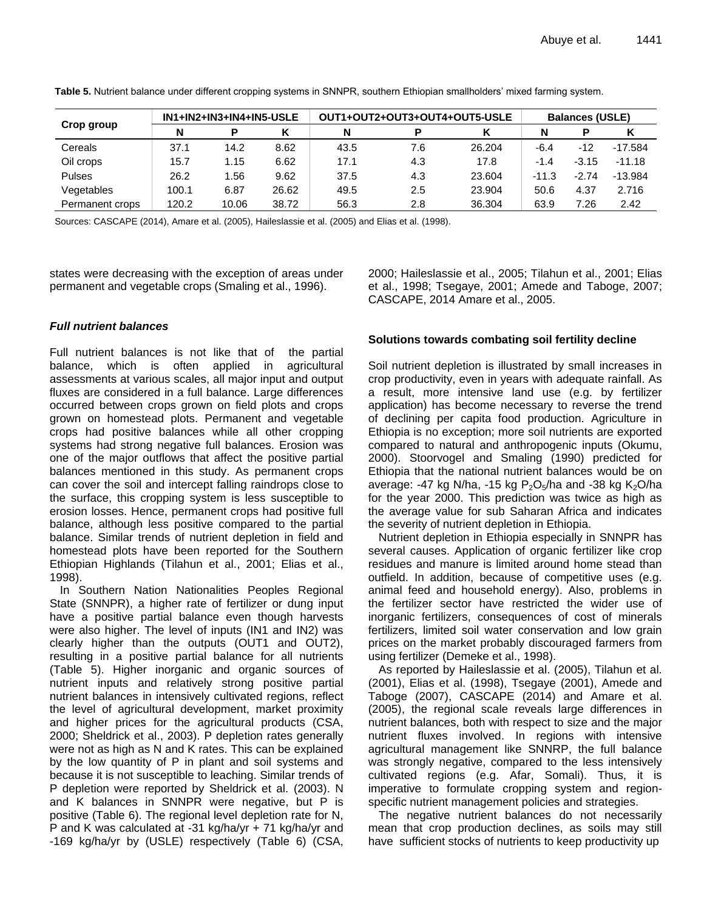**Table 5.** Nutrient balance under different cropping systems in SNNPR, southern Ethiopian smallholders' mixed farming system.

| Crop group | IN1+IN2+IN3+IN4+IN5-USLE | | | OUT1+OUT2+OUT3+OUT4+OUT5-USLE | | | Balances (USLE) | | |
|---|---|---|---|---|---|---|---|---|---|
| | N | P | K | N | P | K | N | P | K |
| Cereals | 37.1 | 14.2 | 8.62 | 43.5 | 7.6 | 26.204 | -6.4 | -12 | -17.584 |
| Oil crops | 15.7 | 1.15 | 6.62 | 17.1 | 4.3 | 17.8 | -1.4 | -3.15 | -11.18 |
| Pulses | 26.2 | 1.56 | 9.62 | 37.5 | 4.3 | 23.604 | -11.3 | -2.74 | -13.984 |
| Vegetables | 100.1 | 6.87 | 26.62 | 49.5 | 2.5 | 23.904 | 50.6 | 4.37 | 2.716 |
| Permanent crops | 120.2 | 10.06 | 38.72 | 56.3 | 2.8 | 36.304 | 63.9 | 7.26 | 2.42 |

Sources: CASCAPE (2014), Amare et al. (2005), Haileslassie et al. (2005) and Elias et al. (1998).

states were decreasing with the exception of areas under permanent and vegetable crops (Smaling et al., 1996).

### *Full nutrient balances*

Full nutrient balances is not like that of the partial balance, which is often applied in agricultural assessments at various scales, all major input and output fluxes are considered in a full balance. Large differences occurred between crops grown on field plots and crops grown on homestead plots. Permanent and vegetable crops had positive balances while all other cropping systems had strong negative full balances. Erosion was one of the major outflows that affect the positive partial balances mentioned in this study. As permanent crops can cover the soil and intercept falling raindrops close to the surface, this cropping system is less susceptible to erosion losses. Hence, permanent crops had positive full balance, although less positive compared to the partial balance. Similar trends of nutrient depletion in field and homestead plots have been reported for the Southern Ethiopian Highlands (Tilahun et al., 2001; Elias et al., 1998).

In Southern Nation Nationalities Peoples Regional State (SNNPR), a higher rate of fertilizer or dung input have a positive partial balance even though harvests were also higher. The level of inputs (IN1 and IN2) was clearly higher than the outputs (OUT1 and OUT2), resulting in a positive partial balance for all nutrients (Table 5). Higher inorganic and organic sources of nutrient inputs and relatively strong positive partial nutrient balances in intensively cultivated regions, reflect the level of agricultural development, market proximity and higher prices for the agricultural products (CSA, 2000; Sheldrick et al., 2003). P depletion rates generally were not as high as N and K rates. This can be explained by the low quantity of P in plant and soil systems and because it is not susceptible to leaching. Similar trends of P depletion were reported by Sheldrick et al. (2003). N and K balances in SNNPR were negative, but P is positive (Table 6). The regional level depletion rate for N, P and K was calculated at -31 kg/ha/yr + 71 kg/ha/yr and -169 kg/ha/yr by (USLE) respectively (Table 6) (CSA, 2000; Haileslassie et al., 2005; Tilahun et al., 2001; Elias et al., 1998; Tsegaye, 2001; Amede and Taboge, 2007; CASCAPE, 2014 Amare et al., 2005.

### Solutions towards combating soil fertility decline

Soil nutrient depletion is illustrated by small increases in crop productivity, even in years with adequate rainfall. As a result, more intensive land use (e.g. by fertilizer application) has become necessary to reverse the trend of declining per capita food production. Agriculture in Ethiopia is no exception; more soil nutrients are exported compared to natural and anthropogenic inputs (Okumu, 2000). Stoorvogel and Smaling (1990) predicted for Ethiopia that the national nutrient balances would be on average: -47 kg N/ha, -15 kg $P_2O_5$/ha and -38 kg $K_2O$/ha for the year 2000. This prediction was twice as high as the average value for sub Saharan Africa and indicates the severity of nutrient depletion in Ethiopia.

Nutrient depletion in Ethiopia especially in SNNPR has several causes. Application of organic fertilizer like crop residues and manure is limited around home stead than outfield. In addition, because of competitive uses (e.g. animal feed and household energy). Also, problems in the fertilizer sector have restricted the wider use of inorganic fertilizers, consequences of cost of minerals fertilizers, limited soil water conservation and low grain prices on the market probably discouraged farmers from using fertilizer (Demeke et al., 1998).

As reported by Haileslassie et al. (2005), Tilahun et al. (2001), Elias et al. (1998), Tsegaye (2001), Amede and Taboge (2007), CASCAPE (2014) and Amare et al. (2005), the regional scale reveals large differences in nutrient balances, both with respect to size and the major nutrient fluxes involved. In regions with intensive agricultural management like SNNRP, the full balance was strongly negative, compared to the less intensively cultivated regions (e.g. Afar, Somali). Thus, it is imperative to formulate cropping system and region-specific nutrient management policies and strategies.

The negative nutrient balances do not necessarily mean that crop production declines, as soils may still have sufficient stocks of nutrients to keep productivity up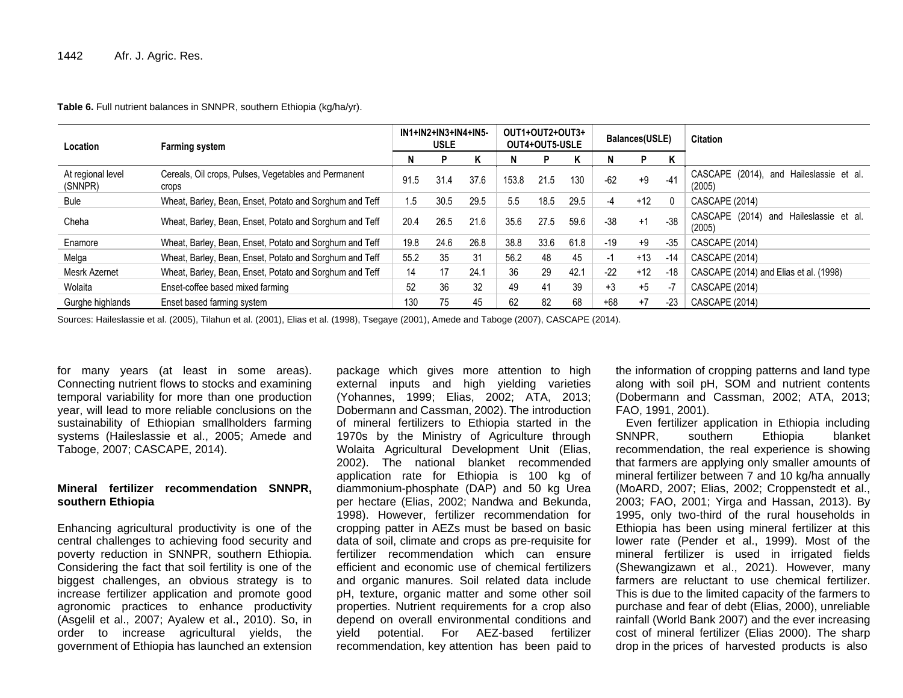**Table 6.** Full nutrient balances in SNNPR, southern Ethiopia (kg/ha/yr).

| Location | Farming system | IN1+IN2+IN3+IN4+IN5-USLE | | | OUT1+OUT2+OUT3+OUT4+OUT5-USLE | | | Balances(USLE) | | | Citation |
|---|---|---|---|---|---|---|---|---|---|---|---|
| | | N | P | K | N | P | K | N | P | K | |
| At regional level (SNNPR) | Cereals, Oil crops, Pulses, Vegetables and Permanent crops | 91.5 | 31.4 | 37.6 | 153.8 | 21.5 | 130 | -62 | +9 | -41 | CASCAPE (2014), and Haileslassie et al. (2005) |
| Bule | Wheat, Barley, Bean, Enset, Potato and Sorghum and Teff | 1.5 | 30.5 | 29.5 | 5.5 | 18.5 | 29.5 | -4 | +12 | 0 | CASCAPE (2014) |
| Cheha | Wheat, Barley, Bean, Enset, Potato and Sorghum and Teff | 20.4 | 26.5 | 21.6 | 35.6 | 27.5 | 59.6 | -38 | +1 | -38 | CASCAPE (2014) and Haileslassie et al. (2005) |
| Enamore | Wheat, Barley, Bean, Enset, Potato and Sorghum and Teff | 19.8 | 24.6 | 26.8 | 38.8 | 33.6 | 61.8 | -19 | +9 | -35 | CASCAPE (2014) |
| Melga | Wheat, Barley, Bean, Enset, Potato and Sorghum and Teff | 55.2 | 35 | 31 | 56.2 | 48 | 45 | -1 | +13 | -14 | CASCAPE (2014) |
| Mesrk Azernet | Wheat, Barley, Bean, Enset, Potato and Sorghum and Teff | 14 | 17 | 24.1 | 36 | 29 | 42.1 | -22 | +12 | -18 | CASCAPE (2014) and Elias et al. (1998) |
| Wolaita | Enset-coffee based mixed farming | 52 | 36 | 32 | 49 | 41 | 39 | +3 | +5 | -7 | CASCAPE (2014) |
| Gurghe highlands | Enset based farming system | 130 | 75 | 45 | 62 | 82 | 68 | +68 | +7 | -23 | CASCAPE (2014) |

Sources: Haileslassie et al. (2005), Tilahun et al. (2001), Elias et al. (1998), Tsegaye (2001), Amede and Taboge (2007), CASCAPE (2014).

for many years (at least in some areas). Connecting nutrient flows to stocks and examining temporal variability for more than one production year, will lead to more reliable conclusions on the sustainability of Ethiopian smallholders farming systems (Haileslassie et al., 2005; Amede and Taboge, 2007; CASCAPE, 2014).

### Mineral fertilizer recommendation SNNPR, southern Ethiopia

Enhancing agricultural productivity is one of the central challenges to achieving food security and poverty reduction in SNNPR, southern Ethiopia. Considering the fact that soil fertility is one of the biggest challenges, an obvious strategy is to increase fertilizer application and promote good agronomic practices to enhance productivity (Asgelil et al., 2007; Ayalew et al., 2010). So, in order to increase agricultural yields, the government of Ethiopia has launched an extension package which gives more attention to high external inputs and high yielding varieties (Yohannes, 1999; Elias, 2002; ATA, 2013; Dobermann and Cassman, 2002). The introduction of mineral fertilizers to Ethiopia started in the 1970s by the Ministry of Agriculture through Wolaita Agricultural Development Unit (Elias, 2002). The national blanket recommended application rate for Ethiopia is 100 kg of diammonium-phosphate (DAP) and 50 kg Urea per hectare (Elias, 2002; Nandwa and Bekunda, 1998). However, fertilizer recommendation for cropping patter in AEZs must be based on basic data of soil, climate and crops as pre-requisite for fertilizer recommendation which can ensure efficient and economic use of chemical fertilizers and organic manures. Soil related data include pH, texture, organic matter and some other soil properties. Nutrient requirements for a crop also depend on overall environmental conditions and yield potential. For AEZ-based fertilizer recommendation, key attention has been paid to the information of cropping patterns and land type along with soil pH, SOM and nutrient contents (Dobermann and Cassman, 2002; ATA, 2013; FAO, 1991, 2001).

Even fertilizer application in Ethiopia including SNNPR, southern Ethiopia blanket recommendation, the real experience is showing that farmers are applying only smaller amounts of mineral fertilizer between 7 and 10 kg/ha annually (MoARD, 2007; Elias, 2002; Croppenstedt et al., 2003; FAO, 2001; Yirga and Hassan, 2013). By 1995, only two-third of the rural households in Ethiopia has been using mineral fertilizer at this lower rate (Pender et al., 1999). Most of the mineral fertilizer is used in irrigated fields (Shewangizawn et al., 2021). However, many farmers are reluctant to use chemical fertilizer. This is due to the limited capacity of the farmers to purchase and fear of debt (Elias, 2000), unreliable rainfall (World Bank 2007) and the ever increasing cost of mineral fertilizer (Elias 2000). The sharp drop in the prices of harvested products is also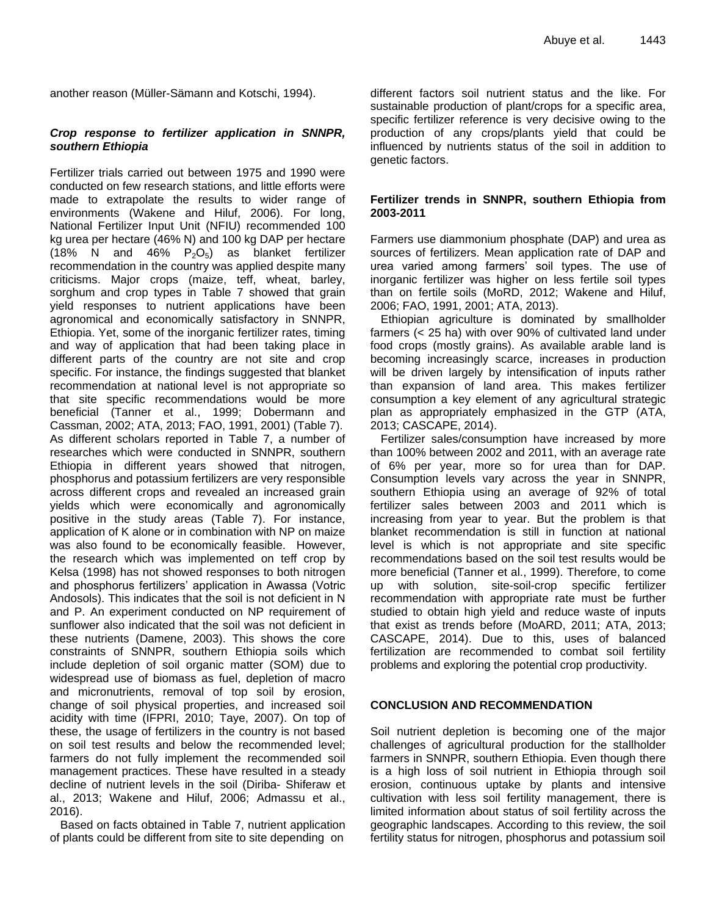another reason (Müller-Sämann and Kotschi, 1994).

### *Crop response to fertilizer application in SNNPR, southern Ethiopia*

Fertilizer trials carried out between 1975 and 1990 were conducted on few research stations, and little efforts were made to extrapolate the results to wider range of environments (Wakene and Hiluf, 2006). For long, National Fertilizer Input Unit (NFIU) recommended 100 kg urea per hectare (46% N) and 100 kg DAP per hectare (18% N and 46% $P_2O_5$) as blanket fertilizer recommendation in the country was applied despite many criticisms. Major crops (maize, teff, wheat, barley, sorghum and crop types in Table 7 showed that grain yield responses to nutrient applications have been agronomical and economically satisfactory in SNNPR, Ethiopia. Yet, some of the inorganic fertilizer rates, timing and way of application that had been taking place in different parts of the country are not site and crop specific. For instance, the findings suggested that blanket recommendation at national level is not appropriate so that site specific recommendations would be more beneficial (Tanner et al., 1999; Dobermann and Cassman, 2002; ATA, 2013; FAO, 1991, 2001) (Table 7). As different scholars reported in Table 7, a number of researches which were conducted in SNNPR, southern Ethiopia in different years showed that nitrogen, phosphorus and potassium fertilizers are very responsible across different crops and revealed an increased grain yields which were economically and agronomically positive in the study areas (Table 7). For instance, application of K alone or in combination with NP on maize was also found to be economically feasible. However, the research which was implemented on teff crop by Kelsa (1998) has not showed responses to both nitrogen and phosphorus fertilizers' application in Awassa (Votric Andosols). This indicates that the soil is not deficient in N and P. An experiment conducted on NP requirement of sunflower also indicated that the soil was not deficient in these nutrients (Damene, 2003). This shows the core constraints of SNNPR, southern Ethiopia soils which include depletion of soil organic matter (SOM) due to widespread use of biomass as fuel, depletion of macro and micronutrients, removal of top soil by erosion, change of soil physical properties, and increased soil acidity with time (IFPRI, 2010; Taye, 2007). On top of these, the usage of fertilizers in the country is not based on soil test results and below the recommended level; farmers do not fully implement the recommended soil management practices. These have resulted in a steady decline of nutrient levels in the soil (Diriba- Shiferaw et al., 2013; Wakene and Hiluf, 2006; Admassu et al., 2016).

Based on facts obtained in Table 7, nutrient application of plants could be different from site to site depending on different factors soil nutrient status and the like. For sustainable production of plant/crops for a specific area, specific fertilizer reference is very decisive owing to the production of any crops/plants yield that could be influenced by nutrients status of the soil in addition to genetic factors.

### Fertilizer trends in SNNPR, southern Ethiopia from 2003-2011

Farmers use diammonium phosphate (DAP) and urea as sources of fertilizers. Mean application rate of DAP and urea varied among farmers' soil types. The use of inorganic fertilizer was higher on less fertile soil types than on fertile soils (MoRD, 2012; Wakene and Hiluf, 2006; FAO, 1991, 2001; ATA, 2013).

Ethiopian agriculture is dominated by smallholder farmers (< 25 ha) with over 90% of cultivated land under food crops (mostly grains). As available arable land is becoming increasingly scarce, increases in production will be driven largely by intensification of inputs rather than expansion of land area. This makes fertilizer consumption a key element of any agricultural strategic plan as appropriately emphasized in the GTP (ATA, 2013; CASCAPE, 2014).

Fertilizer sales/consumption have increased by more than 100% between 2002 and 2011, with an average rate of 6% per year, more so for urea than for DAP. Consumption levels vary across the year in SNNPR, southern Ethiopia using an average of 92% of total fertilizer sales between 2003 and 2011 which is increasing from year to year. But the problem is that blanket recommendation is still in function at national level is which is not appropriate and site specific recommendations based on the soil test results would be more beneficial (Tanner et al., 1999). Therefore, to come up with solution, site-soil-crop specific fertilizer recommendation with appropriate rate must be further studied to obtain high yield and reduce waste of inputs that exist as trends before (MoARD, 2011; ATA, 2013; CASCAPE, 2014). Due to this, uses of balanced fertilization are recommended to combat soil fertility problems and exploring the potential crop productivity.

## CONCLUSION AND RECOMMENDATION

Soil nutrient depletion is becoming one of the major challenges of agricultural production for the stallholder farmers in SNNPR, southern Ethiopia. Even though there is a high loss of soil nutrient in Ethiopia through soil erosion, continuous uptake by plants and intensive cultivation with less soil fertility management, there is limited information about status of soil fertility across the geographic landscapes. According to this review, the soil fertility status for nitrogen, phosphorus and potassium soil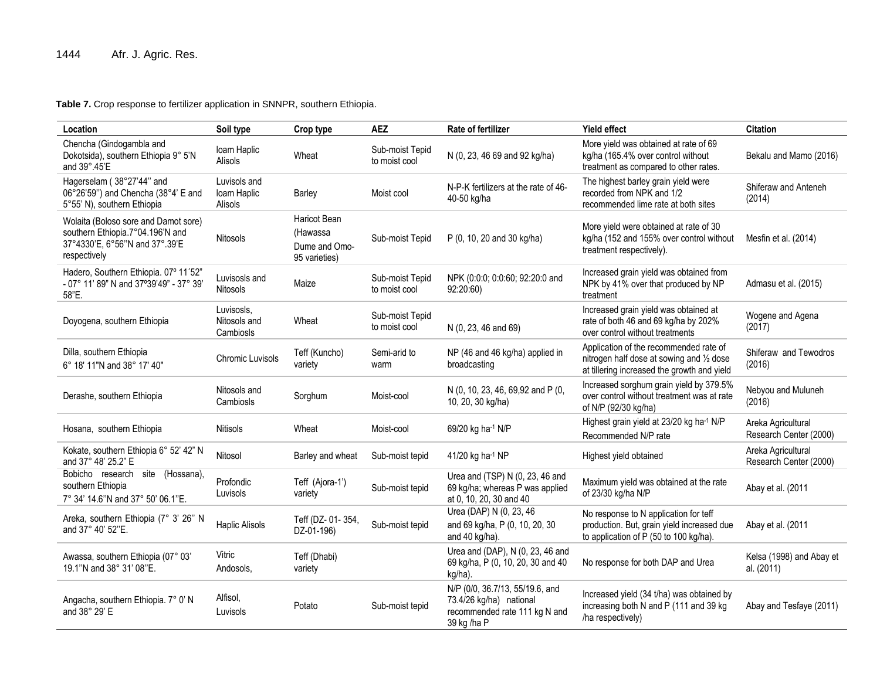**Table 7.** Crop response to fertilizer application in SNNPR, southern Ethiopia.

| Location | Soil type | Crop type | AEZ | Rate of fertilizer | Yield effect | Citation |
|---|---|---|---|---|---|---|
| Chencha (Gindogambla and Dokotsida), southern Ethiopia 9° 5'N and 39°.45'E | loam Haplic Alisols | Wheat | Sub-moist Tepid to moist cool | N (0, 23, 46 69 and 92 kg/ha) | More yield was obtained at rate of 69 kg/ha (165.4% over control without treatment as compared to other rates. | Bekalu and Mamo (2016) |
| Hagerselam ( 38°27'44'' and 06°26'59'') and Chencha (38°4' E and 5°55' N), southern Ethiopia | Luvisols and loam Haplic Alisols | Barley | Moist cool | N-P-K fertilizers at the rate of 46-40-50 kg/ha | The highest barley grain yield were recorded from NPK and 1/2 recommended lime rate at both sites | Shiferaw and Anteneh (2014) |
| Wolaita (Boloso sore and Damot sore) southern Ethiopia.7°04.196'N and 37°4330'E, 6°56''N and 37°.39'E respectively | Nitosols | Haricot Bean (Hawassa Dume and Omo-95 varieties) | Sub-moist Tepid | P (0, 10, 20 and 30 kg/ha) | More yield were obtained at rate of 30 kg/ha (152 and 155% over control without treatment respectively). | Mesfin et al. (2014) |
| Hadero, Southern Ethiopia. 07º 11´52" - 07° 11' 89" N and 37º39'49" - 37° 39' 58"E. | Luvisosls and Nitosols | Maize | Sub-moist Tepid to moist cool | NPK (0:0:0; 0:0:60; 92:20:0 and 92:20:60) | Increased grain yield was obtained from NPK by 41% over that produced by NP treatment | Admasu et al. (2015) |
| Doyogena, southern Ethiopia | Luvisosls, Nitosols and Cambiosls | Wheat | Sub-moist Tepid to moist cool | N (0, 23, 46 and 69) | Increased grain yield was obtained at rate of both 46 and 69 kg/ha by 202% over control without treatments | Wogene and Agena (2017) |
| Dilla, southern Ethiopia 6° 18' 11"N and 38° 17' 40" | Chromic Luvisols | Teff (Kuncho) variety | Semi-arid to warm | NP (46 and 46 kg/ha) applied in broadcasting | Application of the recommended rate of nitrogen half dose at sowing and ½ dose at tillering increased the growth and yield | Shiferaw and Tewodros (2016) |
| Derashe, southern Ethiopia | Nitosols and Cambiosls | Sorghum | Moist-cool | N (0, 10, 23, 46, 69,92 and P (0, 10, 20, 30 kg/ha) | Increased sorghum grain yield by 379.5% over control without treatment was at rate of N/P (92/30 kg/ha) | Nebyou and Muluneh (2016) |
| Hosana, southern Ethiopia | Nitisols | Wheat | Moist-cool | 69/20 kg ha$^{-1}$ N/P | Highest grain yield at 23/20 kg ha$^{-1}$ N/P Recommended N/P rate | Areka Agricultural Research Center (2000) |
| Kokate, southern Ethiopia 6° 52' 42" N and 37° 48' 25.2" E | Nitosol | Barley and wheat | Sub-moist tepid | 41/20 kg ha$^{-1}$ NP | Highest yield obtained | Areka Agricultural Research Center (2000) |
| Bobicho research site (Hossana), southern Ethiopia 7° 34' 14.6''N and 37° 50' 06.1''E. | Profondic Luvisols | Teff (Ajora-1') variety | Sub-moist tepid | Urea and (TSP) N (0, 23, 46 and 69 kg/ha; whereas P was applied at 0, 10, 20, 30 and 40 | Maximum yield was obtained at the rate of 23/30 kg/ha N/P | Abay et al. (2011 |
| Areka, southern Ethiopia (7° 3' 26'' N and 37° 40' 52''E. | Haplic Alisols | Teff (DZ- 01- 354, DZ-01-196) | Sub-moist tepid | Urea (DAP) N (0, 23, 46 and 69 kg/ha, P (0, 10, 20, 30 and 40 kg/ha). | No response to N application for teff production. But, grain yield increased due to application of P (50 to 100 kg/ha). | Abay et al. (2011 |
| Awassa, southern Ethiopia (07° 03' 19.1''N and 38° 31' 08''E. | Vitric Andosols, | Teff (Dhabi) variety | | Urea and (DAP), N (0, 23, 46 and 69 kg/ha, P (0, 10, 20, 30 and 40 kg/ha). | No response for both DAP and Urea | Kelsa (1998) and Abay et al. (2011) |
| Angacha, southern Ethiopia. 7° 0' N and 38° 29' E | Alfisol, Luvisols | Potato | Sub-moist tepid | N/P (0/0, 36.7/13, 55/19.6, and 73.4/26 kg/ha) national recommended rate 111 kg N and 39 kg /ha P | Increased yield (34 t/ha) was obtained by increasing both N and P (111 and 39 kg /ha respectively) | Abay and Tesfaye (2011) |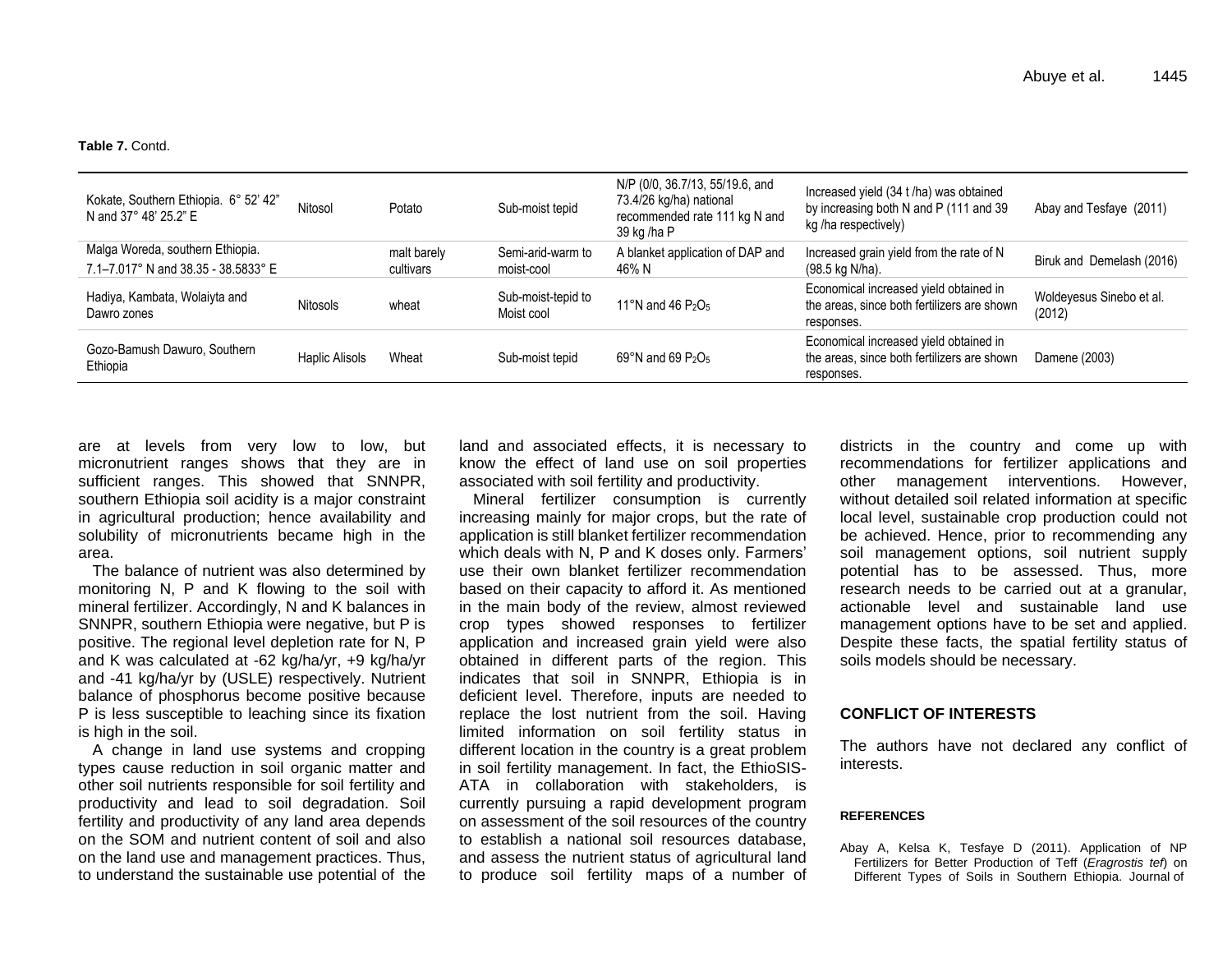**Table 7.** Contd.

| | | | | | | |
|---|---|---|---|---|---|---|
| Kokate, Southern Ethiopia. 6° 52' 42" N and 37° 48' 25.2" E | Nitosol | Potato | Sub-moist tepid | N/P (0/0, 36.7/13, 55/19.6, and 73.4/26 kg/ha) national recommended rate 111 kg N and 39 kg /ha P | Increased yield (34 t /ha) was obtained by increasing both N and P (111 and 39 kg /ha respectively) | Abay and Tesfaye (2011) |
| Malga Woreda, southern Ethiopia. 7.1–7.017° N and 38.35 - 38.5833° E | | malt barely cultivars | Semi-arid-warm to moist-cool | A blanket application of DAP and 46% N | Increased grain yield from the rate of N (98.5 kg N/ha). | Biruk and Demelash (2016) |
| Hadiya, Kambata, Wolaiyta and Dawro zones | Nitosols | wheat | Sub-moist-tepid to Moist cool | 11°N and 46 $P_2O_5$ | Economical increased yield obtained in the areas, since both fertilizers are shown responses. | Woldeyesus Sinebo et al. (2012) |
| Gozo-Bamush Dawuro, Southern Ethiopia | Haplic Alisols | Wheat | Sub-moist tepid | 69°N and 69 $P_2O_5$ | Economical increased yield obtained in the areas, since both fertilizers are shown responses. | Damene (2003) |

are at levels from very low to low, but micronutrient ranges shows that they are in sufficient ranges. This showed that SNNPR, southern Ethiopia soil acidity is a major constraint in agricultural production; hence availability and solubility of micronutrients became high in the area.

The balance of nutrient was also determined by monitoring N, P and K flowing to the soil with mineral fertilizer. Accordingly, N and K balances in SNNPR, southern Ethiopia were negative, but P is positive. The regional level depletion rate for N, P and K was calculated at -62 kg/ha/yr, +9 kg/ha/yr and -41 kg/ha/yr by (USLE) respectively. Nutrient balance of phosphorus become positive because P is less susceptible to leaching since its fixation is high in the soil.

A change in land use systems and cropping types cause reduction in soil organic matter and other soil nutrients responsible for soil fertility and productivity and lead to soil degradation. Soil fertility and productivity of any land area depends on the SOM and nutrient content of soil and also on the land use and management practices. Thus, to understand the sustainable use potential of the land and associated effects, it is necessary to know the effect of land use on soil properties associated with soil fertility and productivity.

Mineral fertilizer consumption is currently increasing mainly for major crops, but the rate of application is still blanket fertilizer recommendation which deals with N, P and K doses only. Farmers' use their own blanket fertilizer recommendation based on their capacity to afford it. As mentioned in the main body of the review, almost reviewed crop types showed responses to fertilizer application and increased grain yield were also obtained in different parts of the region. This indicates that soil in SNNPR, Ethiopia is in deficient level. Therefore, inputs are needed to replace the lost nutrient from the soil. Having limited information on soil fertility status in different location in the country is a great problem in soil fertility management. In fact, the EthioSIS-ATA in collaboration with stakeholders, is currently pursuing a rapid development program on assessment of the soil resources of the country to establish a national soil resources database, and assess the nutrient status of agricultural land to produce soil fertility maps of a number of districts in the country and come up with recommendations for fertilizer applications and other management interventions. However, without detailed soil related information at specific local level, sustainable crop production could not be achieved. Hence, prior to recommending any soil management options, soil nutrient supply potential has to be assessed. Thus, more research needs to be carried out at a granular, actionable level and sustainable land use management options have to be set and applied. Despite these facts, the spatial fertility status of soils models should be necessary.

## CONFLICT OF INTERESTS

The authors have not declared any conflict of interests.

## REFERENCES

Abay A, Kelsa K, Tesfaye D (2011). Application of NP Fertilizers for Better Production of Teff (*Eragrostis tef*) on Different Types of Soils in Southern Ethiopia. Journal of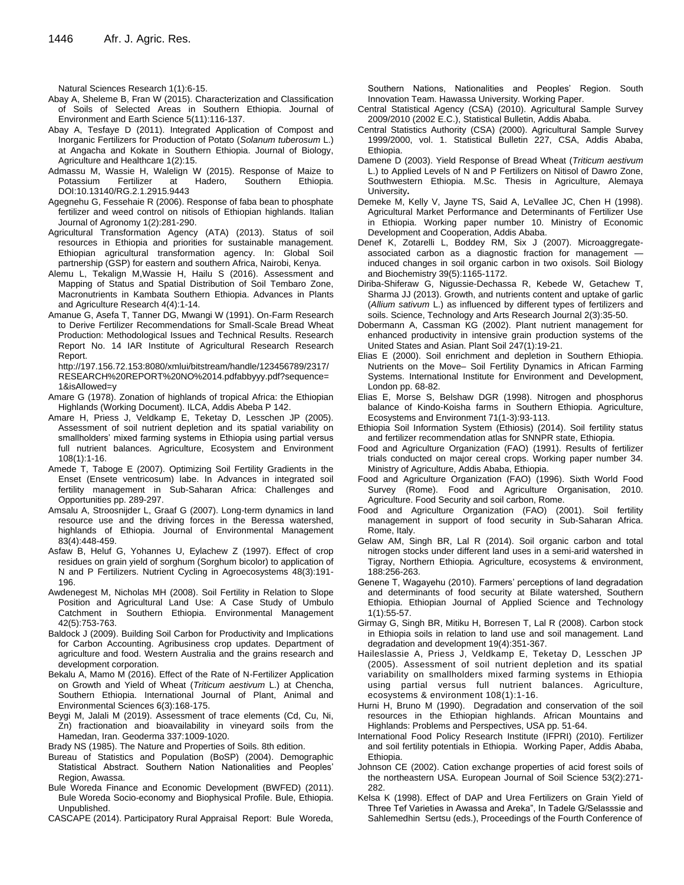Natural Sciences Research 1(1):6-15.

Abay A, Sheleme B, Fran W (2015). Characterization and Classification of Soils of Selected Areas in Southern Ethiopia. Journal of Environment and Earth Science 5(11):116-137.

Abay A, Tesfaye D (2011). Integrated Application of Compost and Inorganic Fertilizers for Production of Potato (*Solanum tuberosum* L.) at Angacha and Kokate in Southern Ethiopia. Journal of Biology, Agriculture and Healthcare 1(2):15.

Admassu M, Wassie H, Walelign W (2015). Response of Maize to Potassium Fertilizer at Hadero, Southern Ethiopia. DOI:10.13140/RG.2.1.2915.9443

Agegnehu G, Fessehaie R (2006). Response of faba bean to phosphate fertilizer and weed control on nitisols of Ethiopian highlands. Italian Journal of Agronomy 1(2):281-290.

Agricultural Transformation Agency (ATA) (2013). Status of soil resources in Ethiopia and priorities for sustainable management. Ethiopian agricultural transformation agency. In: Global Soil partnership (GSP) for eastern and southern Africa, Nairobi, Kenya.

Alemu L, Tekalign M,Wassie H, Hailu S (2016). Assessment and Mapping of Status and Spatial Distribution of Soil Tembaro Zone, Macronutrients in Kambata Southern Ethiopia. Advances in Plants and Agriculture Research 4(4):1-14.

Amanue G, Asefa T, Tanner DG, Mwangi W (1991). On-Farm Research to Derive Fertilizer Recommendations for Small-Scale Bread Wheat Production: Methodological Issues and Technical Results. Research Report No. 14 IAR Institute of Agricultural Research Research Report. http://197.156.72.153:8080/xmlui/bitstream/handle/123456789/2317/RESEARCH%20REPORT%20NO%2014.pdfabbyyy.pdf?sequence=1&isAllowed=y

Amare G (1978). Zonation of highlands of tropical Africa: the Ethiopian Highlands (Working Document). ILCA, Addis Abeba P 142.

Amare H, Priess J, Veldkamp E, Teketay D, Lesschen JP (2005). Assessment of soil nutrient depletion and its spatial variability on smallholders' mixed farming systems in Ethiopia using partial versus full nutrient balances. Agriculture, Ecosystem and Environment 108(1):1-16.

Amede T, Taboge E (2007). Optimizing Soil Fertility Gradients in the Enset (Ensete ventricosum) labe. In Advances in integrated soil fertility management in Sub-Saharan Africa: Challenges and Opportunities pp. 289-297.

Amsalu A, Stroosnijder L, Graaf G (2007). Long-term dynamics in land resource use and the driving forces in the Beressa watershed, highlands of Ethiopia. Journal of Environmental Management 83(4):448-459.

Asfaw B, Heluf G, Yohannes U, Eylachew Z (1997). Effect of crop residues on grain yield of sorghum (Sorghum bicolor) to application of N and P Fertilizers. Nutrient Cycling in Agroecosystems 48(3):191-196.

Awdenegest M, Nicholas MH (2008). Soil Fertility in Relation to Slope Position and Agricultural Land Use: A Case Study of Umbulo Catchment in Southern Ethiopia. Environmental Management 42(5):753-763.

Baldock J (2009). Building Soil Carbon for Productivity and Implications for Carbon Accounting. Agribusiness crop updates. Department of agriculture and food. Western Australia and the grains research and development corporation.

Bekalu A, Mamo M (2016). Effect of the Rate of N-Fertilizer Application on Growth and Yield of Wheat (*Triticum aestivum* L.) at Chencha, Southern Ethiopia. International Journal of Plant, Animal and Environmental Sciences 6(3):168-175.

Beygi M, Jalali M (2019). Assessment of trace elements (Cd, Cu, Ni, Zn) fractionation and bioavailability in vineyard soils from the Hamedan, Iran. Geoderma 337:1009-1020.

Brady NS (1985). The Nature and Properties of Soils. 8th edition.

Bureau of Statistics and Population (BoSP) (2004). Demographic Statistical Abstract. Southern Nation Nationalities and Peoples' Region, Awassa.

Bule Woreda Finance and Economic Development (BWFED) (2011). Bule Woreda Socio-economy and Biophysical Profile. Bule, Ethiopia. Unpublished.

CASCAPE (2014). Participatory Rural Appraisal Report: Bule Woreda, Southern Nations, Nationalities and Peoples' Region. South Innovation Team. Hawassa University. Working Paper.

Central Statistical Agency (CSA) (2010). Agricultural Sample Survey 2009/2010 (2002 E.C.), Statistical Bulletin, Addis Ababa.

Central Statistics Authority (CSA) (2000). Agricultural Sample Survey 1999/2000, vol. 1. Statistical Bulletin 227, CSA, Addis Ababa, Ethiopia.

Damene D (2003). Yield Response of Bread Wheat (*Triticum aestivum* L.) to Applied Levels of N and P Fertilizers on Nitisol of Dawro Zone, Southwestern Ethiopia. M.Sc. Thesis in Agriculture, Alemaya University**.**

Demeke M, Kelly V, Jayne TS, Said A, LeVallee JC, Chen H (1998). Agricultural Market Performance and Determinants of Fertilizer Use in Ethiopia. Working paper number 10. Ministry of Economic Development and Cooperation, Addis Ababa.

Denef K, Zotarelli L, Boddey RM, Six J (2007). Microaggregate-associated carbon as a diagnostic fraction for management — induced changes in soil organic carbon in two oxisols. Soil Biology and Biochemistry 39(5):1165-1172.

Diriba-Shiferaw G, Nigussie-Dechassa R, Kebede W, Getachew T, Sharma JJ (2013). Growth, and nutrients content and uptake of garlic (*Allium sativum* L.) as influenced by different types of fertilizers and soils. Science, Technology and Arts Research Journal 2(3):35-50.

Dobermann A, Cassman KG (2002). Plant nutrient management for enhanced productivity in intensive grain production systems of the United States and Asian. Plant Soil 247(1):19-21.

Elias E (2000). Soil enrichment and depletion in Southern Ethiopia. Nutrients on the Move– Soil Fertility Dynamics in African Farming Systems. International Institute for Environment and Development, London pp. 68-82.

Elias E, Morse S, Belshaw DGR (1998). Nitrogen and phosphorus balance of Kindo-Koisha farms in Southern Ethiopia. Agriculture, Ecosystems and Environment 71(1-3):93-113.

Ethiopia Soil Information System (Ethiosis) (2014). Soil fertility status and fertilizer recommendation atlas for SNNPR state, Ethiopia.

Food and Agriculture Organization (FAO) (1991). Results of fertilizer trials conducted on major cereal crops. Working paper number 34. Ministry of Agriculture, Addis Ababa, Ethiopia.

Food and Agriculture Organization (FAO) (1996). Sixth World Food Survey (Rome). Food and Agriculture Organisation, 2010. Agriculture. Food Security and soil carbon, Rome.

Food and Agriculture Organization (FAO) (2001). Soil fertility management in support of food security in Sub-Saharan Africa. Rome, Italy.

Gelaw AM, Singh BR, Lal R (2014). Soil organic carbon and total nitrogen stocks under different land uses in a semi-arid watershed in Tigray, Northern Ethiopia. Agriculture, ecosystems & environment, 188:256-263.

Genene T, Wagayehu (2010). Farmers' perceptions of land degradation and determinants of food security at Bilate watershed, Southern Ethiopia. Ethiopian Journal of Applied Science and Technology 1(1):55-57.

Girmay G, Singh BR, Mitiku H, Borresen T, Lal R (2008). Carbon stock in Ethiopia soils in relation to land use and soil management. Land degradation and development 19(4):351-367.

Haileslassie A, Priess J, Veldkamp E, Teketay D, Lesschen JP (2005). Assessment of soil nutrient depletion and its spatial variability on smallholders mixed farming systems in Ethiopia using partial versus full nutrient balances. Agriculture, ecosystems & environment 108(1):1-16.

Hurni H, Bruno M (1990). Degradation and conservation of the soil resources in the Ethiopian highlands. African Mountains and Highlands: Problems and Perspectives, USA pp. 51-64.

International Food Policy Research Institute (IFPRI) (2010). Fertilizer and soil fertility potentials in Ethiopia. Working Paper, Addis Ababa, Ethiopia.

Johnson CE (2002). Cation exchange properties of acid forest soils of the northeastern USA. European Journal of Soil Science 53(2):271-282.

Kelsa K (1998). Effect of DAP and Urea Fertilizers on Grain Yield of Three Tef Varieties in Awassa and Areka", In Tadele G/Selasssie and Sahlemedhin Sertsu (eds.), Proceedings of the Fourth Conference of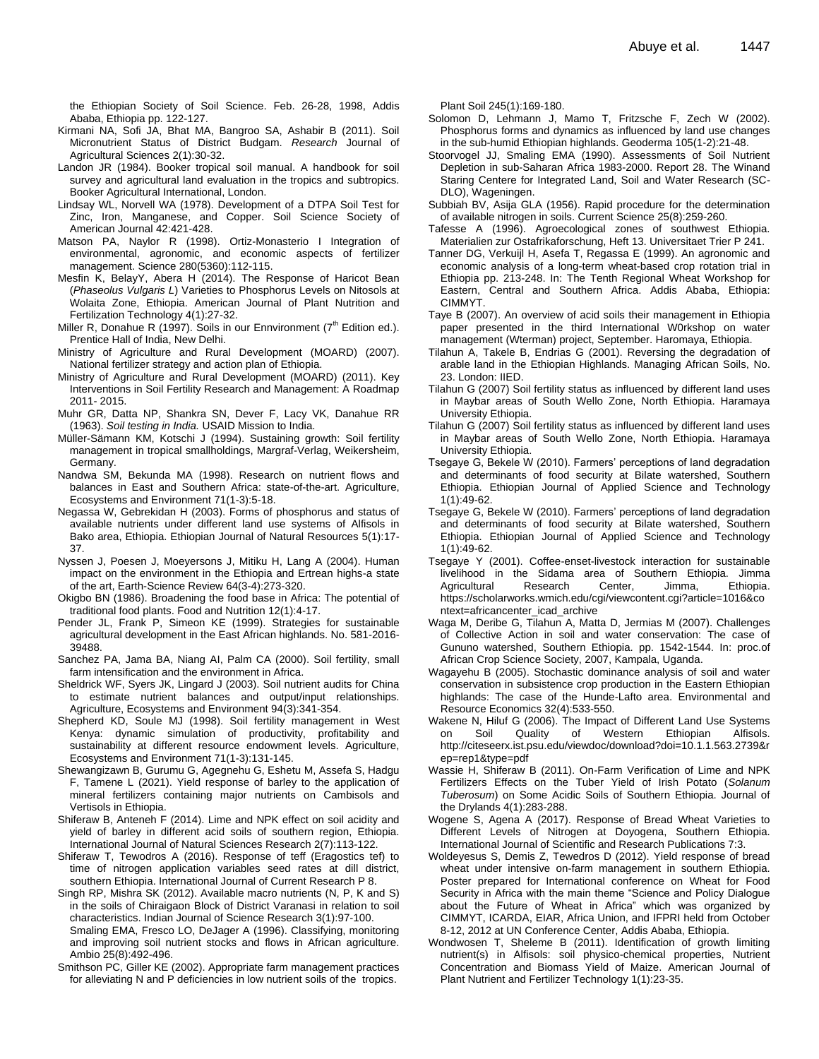the Ethiopian Society of Soil Science. Feb. 26-28, 1998, Addis Ababa, Ethiopia pp. 122-127.

Kirmani NA, Sofi JA, Bhat MA, Bangroo SA, Ashabir B (2011). Soil Micronutrient Status of District Budgam. *Research* Journal of Agricultural Sciences 2(1):30-32.

Landon JR (1984). Booker tropical soil manual. A handbook for soil survey and agricultural land evaluation in the tropics and subtropics. Booker Agricultural International, London.

Lindsay WL, Norvell WA (1978). Development of a DTPA Soil Test for Zinc, Iron, Manganese, and Copper. Soil Science Society of American Journal 42:421-428.

Matson PA, Naylor R (1998). Ortiz-Monasterio I Integration of environmental, agronomic, and economic aspects of fertilizer management. Science 280(5360):112-115.

Mesfin K, BelayY, Abera H (2014). The Response of Haricot Bean (*Phaseolus Vulgaris L*) Varieties to Phosphorus Levels on Nitosols at Wolaita Zone, Ethiopia. American Journal of Plant Nutrition and Fertilization Technology 4(1):27-32.

Miller R, Donahue R (1997). Soils in our Ennvironment (7th Edition ed.). Prentice Hall of India, New Delhi.

Ministry of Agriculture and Rural Development (MOARD) (2007). National fertilizer strategy and action plan of Ethiopia.

Ministry of Agriculture and Rural Development (MOARD) (2011). Key Interventions in Soil Fertility Research and Management: A Roadmap 2011- 2015.

Muhr GR, Datta NP, Shankra SN, Dever F, Lacy VK, Danahue RR (1963). *Soil testing in India.* USAID Mission to India.

Müller-Sämann KM, Kotschi J (1994). Sustaining growth: Soil fertility management in tropical smallholdings, Margraf-Verlag, Weikersheim, Germany.

Nandwa SM, Bekunda MA (1998). Research on nutrient flows and balances in East and Southern Africa: state-of-the-art. Agriculture, Ecosystems and Environment 71(1-3):5-18.

Negassa W, Gebrekidan H (2003). Forms of phosphorus and status of available nutrients under different land use systems of Alfisols in Bako area, Ethiopia. Ethiopian Journal of Natural Resources 5(1):17-37.

Nyssen J, Poesen J, Moeyersons J, Mitiku H, Lang A (2004). Human impact on the environment in the Ethiopia and Ertrean highs-a state of the art, Earth-Science Review 64(3-4):273-320.

Okigbo BN (1986). Broadening the food base in Africa: The potential of traditional food plants. Food and Nutrition 12(1):4-17.

Pender JL, Frank P, Simeon KE (1999). Strategies for sustainable agricultural development in the East African highlands. No. 581-2016-39488.

Sanchez PA, Jama BA, Niang AI, Palm CA (2000). Soil fertility, small farm intensification and the environment in Africa.

Sheldrick WF, Syers JK, Lingard J (2003). Soil nutrient audits for China to estimate nutrient balances and output/input relationships. Agriculture, Ecosystems and Environment 94(3):341-354.

Shepherd KD, Soule MJ (1998). Soil fertility management in West Kenya: dynamic simulation of productivity, profitability and sustainability at different resource endowment levels. Agriculture, Ecosystems and Environment 71(1-3):131-145.

Shewangizawn B, Gurumu G, Agegnehu G, Eshetu M, Assefa S, Hadgu F, Tamene L (2021). Yield response of barley to the application of mineral fertilizers containing major nutrients on Cambisols and Vertisols in Ethiopia.

Shiferaw B, Anteneh F (2014). Lime and NPK effect on soil acidity and yield of barley in different acid soils of southern region, Ethiopia. International Journal of Natural Sciences Research 2(7):113-122.

Shiferaw T, Tewodros A (2016). Response of teff (Eragostics tef) to time of nitrogen application variables seed rates at dill district, southern Ethiopia. International Journal of Current Research P 8.

Singh RP, Mishra SK (2012). Available macro nutrients (N, P, K and S) in the soils of Chiraigaon Block of District Varanasi in relation to soil characteristics. Indian Journal of Science Research 3(1):97-100.

Smaling EMA, Fresco LO, DeJager A (1996). Classifying, monitoring and improving soil nutrient stocks and flows in African agriculture. Ambio 25(8):492-496.

Smithson PC, Giller KE (2002). Appropriate farm management practices for alleviating N and P deficiencies in low nutrient soils of the tropics. Plant Soil 245(1):169-180.

Solomon D, Lehmann J, Mamo T, Fritzsche F, Zech W (2002). Phosphorus forms and dynamics as influenced by land use changes in the sub-humid Ethiopian highlands. Geoderma 105(1-2):21-48.

Stoorvogel JJ, Smaling EMA (1990). Assessments of Soil Nutrient Depletion in sub-Saharan Africa 1983-2000. Report 28. The Winand Staring Centere for Integrated Land, Soil and Water Research (SC-DLO), Wageningen.

Subbiah BV, Asija GLA (1956). Rapid procedure for the determination of available nitrogen in soils. Current Science 25(8):259-260.

Tafesse A (1996). Agroecological zones of southwest Ethiopia. Materialien zur Ostafrikaforschung, Heft 13. Universitaet Trier P 241.

Tanner DG, Verkuijl H, Asefa T, Regassa E (1999). An agronomic and economic analysis of a long-term wheat-based crop rotation trial in Ethiopia pp. 213-248. In: The Tenth Regional Wheat Workshop for Eastern, Central and Southern Africa. Addis Ababa, Ethiopia: CIMMYT.

Taye B (2007). An overview of acid soils their management in Ethiopia paper presented in the third International W0rkshop on water management (Wterman) project, September. Haromaya, Ethiopia.

Tilahun A, Takele B, Endrias G (2001). Reversing the degradation of arable land in the Ethiopian Highlands. Managing African Soils, No. 23. London: IIED.

Tilahun G (2007) Soil fertility status as influenced by different land uses in Maybar areas of South Wello Zone, North Ethiopia. Haramaya University Ethiopia.

Tilahun G (2007) Soil fertility status as influenced by different land uses in Maybar areas of South Wello Zone, North Ethiopia. Haramaya University Ethiopia.

Tsegaye G, Bekele W (2010). Farmers' perceptions of land degradation and determinants of food security at Bilate watershed, Southern Ethiopia. Ethiopian Journal of Applied Science and Technology 1(1):49-62.

Tsegaye G, Bekele W (2010). Farmers' perceptions of land degradation and determinants of food security at Bilate watershed, Southern Ethiopia. Ethiopian Journal of Applied Science and Technology 1(1):49-62.

Tsegaye Y (2001). Coffee-enset-livestock interaction for sustainable livelihood in the Sidama area of Southern Ethiopia. Jimma Agricultural Research Center, Jimma, Ethiopia. https://scholarworks.wmich.edu/cgi/viewcontent.cgi?article=1016&context=africancenter_icad_archive

Waga M, Deribe G, Tilahun A, Matta D, Jermias M (2007). Challenges of Collective Action in soil and water conservation: The case of Gununo watershed, Southern Ethiopia. pp. 1542-1544. In: proc.of African Crop Science Society, 2007, Kampala, Uganda.

Wagayehu B (2005). Stochastic dominance analysis of soil and water conservation in subsistence crop production in the Eastern Ethiopian highlands: The case of the Hunde-Lafto area. Environmental and Resource Economics 32(4):533-550.

Wakene N, Hiluf G (2006). The Impact of Different Land Use Systems on Soil Quality of Western Ethiopian Alfisols. http://citeseerx.ist.psu.edu/viewdoc/download?doi=10.1.1.563.2739&rep=rep1&type=pdf

Wassie H, Shiferaw B (2011). On-Farm Verification of Lime and NPK Fertilizers Effects on the Tuber Yield of Irish Potato (*Solanum Tuberosum*) on Some Acidic Soils of Southern Ethiopia. Journal of the Drylands 4(1):283-288.

Wogene S, Agena A (2017). Response of Bread Wheat Varieties to Different Levels of Nitrogen at Doyogena, Southern Ethiopia. International Journal of Scientific and Research Publications 7:3.

Woldeyesus S, Demis Z, Tewedros D (2012). Yield response of bread wheat under intensive on-farm management in southern Ethiopia. Poster prepared for International conference on Wheat for Food Security in Africa with the main theme "Science and Policy Dialogue about the Future of Wheat in Africa" which was organized by CIMMYT, ICARDA, EIAR, Africa Union, and IFPRI held from October 8-12, 2012 at UN Conference Center, Addis Ababa, Ethiopia.

Wondwosen T, Sheleme B (2011). Identification of growth limiting nutrient(s) in Alfisols: soil physico-chemical properties, Nutrient Concentration and Biomass Yield of Maize. American Journal of Plant Nutrient and Fertilizer Technology 1(1):23-35.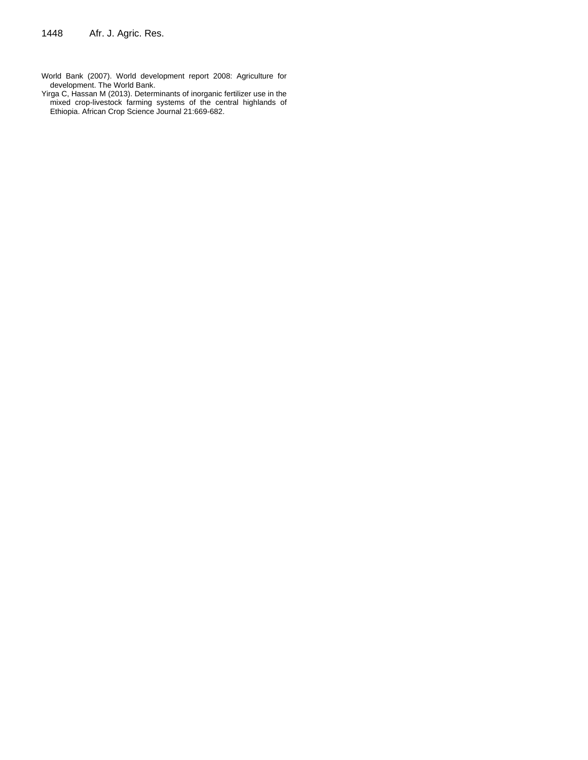World Bank (2007). World development report 2008: Agriculture for development. The World Bank.

Yirga C, Hassan M (2013). Determinants of inorganic fertilizer use in the mixed crop-livestock farming systems of the central highlands of Ethiopia. African Crop Science Journal 21:669-682.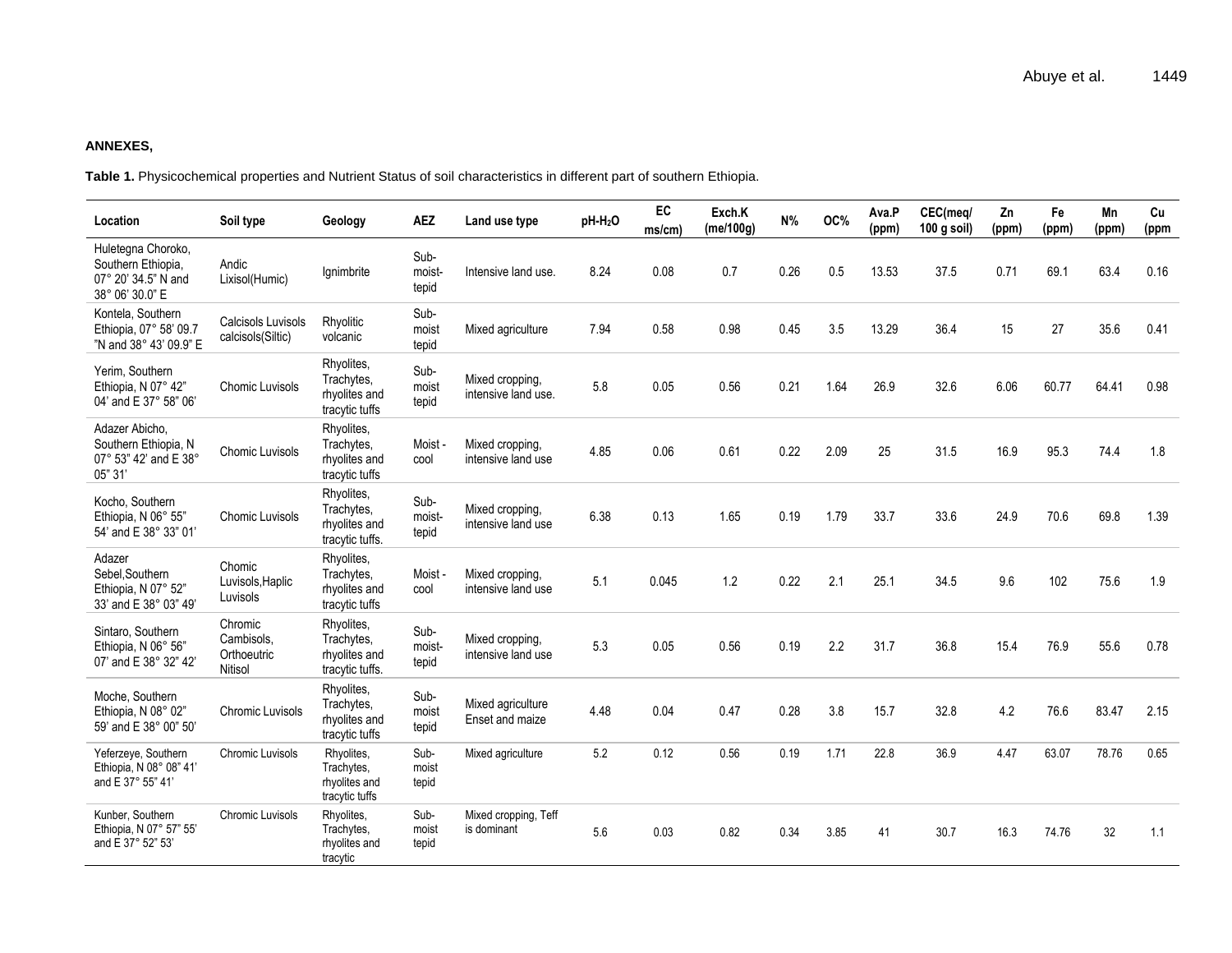**ANNEXES,**

**Table 1.** Physicochemical properties and Nutrient Status of soil characteristics in different part of southern Ethiopia.

| Location | Soil type | Geology | AEZ | Land use type | pH-$H_2O$ | EC ms/cm) | Exch.K (me/100g) | N% | OC% | Ava.P (ppm) | CEC(meq/ 100 g soil) | Zn (ppm) | Fe (ppm) | Mn (ppm) | Cu (ppm |
|---|---|---|---|---|---|---|---|---|---|---|---|---|---|---|---|
| Huletegna Choroko, Southern Ethiopia, 07° 20' 34.5" N and 38° 06' 30.0" E | Andic Lixisol(Humic) | Ignimbrite | Sub-moist-tepid | Intensive land use. | 8.24 | 0.08 | 0.7 | 0.26 | 0.5 | 13.53 | 37.5 | 0.71 | 69.1 | 63.4 | 0.16 |
| Kontela, Southern Ethiopia, 07° 58' 09.7 "N and 38° 43' 09.9" E | Calcisols Luvisols calcisols(Siltic) | Rhyolitic volcanic | Sub-moist tepid | Mixed agriculture | 7.94 | 0.58 | 0.98 | 0.45 | 3.5 | 13.29 | 36.4 | 15 | 27 | 35.6 | 0.41 |
| Yerim, Southern Ethiopia, N 07° 42" 04' and E 37° 58" 06' | Chomic Luvisols | Rhyolites, Trachytes, rhyolites and tracytic tuffs | Sub-moist tepid | Mixed cropping, intensive land use. | 5.8 | 0.05 | 0.56 | 0.21 | 1.64 | 26.9 | 32.6 | 6.06 | 60.77 | 64.41 | 0.98 |
| Adazer Abicho, Southern Ethiopia, N 07° 53" 42' and E 38° 05" 31' | Chomic Luvisols | Rhyolites, Trachytes, rhyolites and tracytic tuffs | Moist - cool | Mixed cropping, intensive land use | 4.85 | 0.06 | 0.61 | 0.22 | 2.09 | 25 | 31.5 | 16.9 | 95.3 | 74.4 | 1.8 |
| Kocho, Southern Ethiopia, N 06° 55" 54' and E 38° 33" 01' | Chomic Luvisols | Rhyolites, Trachytes, rhyolites and tracytic tuffs. | Sub-moist-tepid | Mixed cropping, intensive land use | 6.38 | 0.13 | 1.65 | 0.19 | 1.79 | 33.7 | 33.6 | 24.9 | 70.6 | 69.8 | 1.39 |
| Adazer Sebel,Southern Ethiopia, N 07° 52" 33' and E 38° 03" 49' | Chomic Luvisols,Haplic Luvisols | Rhyolites, Trachytes, rhyolites and tracytic tuffs | Moist - cool | Mixed cropping, intensive land use | 5.1 | 0.045 | 1.2 | 0.22 | 2.1 | 25.1 | 34.5 | 9.6 | 102 | 75.6 | 1.9 |
| Sintaro, Southern Ethiopia, N 06° 56" 07' and E 38° 32" 42' | Chromic Cambisols, Orthoeutric Nitisol | Rhyolites, Trachytes, rhyolites and tracytic tuffs. | Sub-moist-tepid | Mixed cropping, intensive land use | 5.3 | 0.05 | 0.56 | 0.19 | 2.2 | 31.7 | 36.8 | 15.4 | 76.9 | 55.6 | 0.78 |
| Moche, Southern Ethiopia, N 08° 02" 59' and E 38° 00" 50' | Chromic Luvisols | Rhyolites, Trachytes, rhyolites and tracytic tuffs | Sub-moist tepid | Mixed agriculture Enset and maize | 4.48 | 0.04 | 0.47 | 0.28 | 3.8 | 15.7 | 32.8 | 4.2 | 76.6 | 83.47 | 2.15 |
| Yeferzeye, Southern Ethiopia, N 08° 08" 41' and E 37° 55" 41' | Chromic Luvisols | Rhyolites, Trachytes, rhyolites and tracytic tuffs | Sub-moist tepid | Mixed agriculture | 5.2 | 0.12 | 0.56 | 0.19 | 1.71 | 22.8 | 36.9 | 4.47 | 63.07 | 78.76 | 0.65 |
| Kunber, Southern Ethiopia, N 07° 57" 55' and E 37° 52" 53' | Chromic Luvisols | Rhyolites, Trachytes, rhyolites and tracytic | Sub-moist tepid | Mixed cropping, Teff is dominant | 5.6 | 0.03 | 0.82 | 0.34 | 3.85 | 41 | 30.7 | 16.3 | 74.76 | 32 | 1.1 |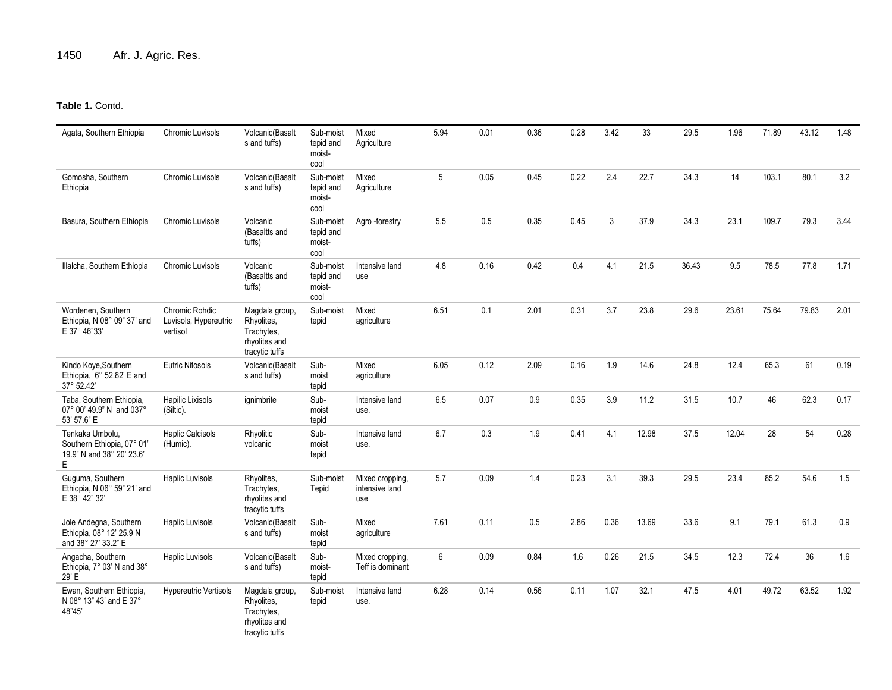**Table 1.** Contd.

| | | | | | | | | | | | | | | | |
|---|---|---|---|---|---|---|---|---|---|---|---|---|---|---|---|
| Agata, Southern Ethiopia | Chromic Luvisols | Volcanic(Basalts and tuffs) | Sub-moist tepid and moist-cool | Mixed Agriculture | 5.94 | 0.01 | 0.36 | 0.28 | 3.42 | 33 | 29.5 | 1.96 | 71.89 | 43.12 | 1.48 |
| Gomosha, Southern Ethiopia | Chromic Luvisols | Volcanic(Basalts and tuffs) | Sub-moist tepid and moist-cool | Mixed Agriculture | 5 | 0.05 | 0.45 | 0.22 | 2.4 | 22.7 | 34.3 | 14 | 103.1 | 80.1 | 3.2 |
| Basura, Southern Ethiopia | Chromic Luvisols | Volcanic (Basaltts and tuffs) | Sub-moist tepid and moist-cool | Agro -forestry | 5.5 | 0.5 | 0.35 | 0.45 | 3 | 37.9 | 34.3 | 23.1 | 109.7 | 79.3 | 3.44 |
| Illalcha, Southern Ethiopia | Chromic Luvisols | Volcanic (Basaltts and tuffs) | Sub-moist tepid and moist-cool | Intensive land use | 4.8 | 0.16 | 0.42 | 0.4 | 4.1 | 21.5 | 36.43 | 9.5 | 78.5 | 77.8 | 1.71 |
| Wordenen, Southern Ethiopia, N 08° 09" 37' and E 37° 46"33' | Chromic Rohdic Luvisols, Hypereutric vertisol | Magdala group, Rhyolites, Trachytes, rhyolites and tracytic tuffs | Sub-moist tepid | Mixed agriculture | 6.51 | 0.1 | 2.01 | 0.31 | 3.7 | 23.8 | 29.6 | 23.61 | 75.64 | 79.83 | 2.01 |
| Kindo Koye,Southern Ethiopia, 6° 52.82' E and 37° 52.42' | Eutric Nitosols | Volcanic(Basalts and tuffs) | Sub-moist tepid | Mixed agriculture | 6.05 | 0.12 | 2.09 | 0.16 | 1.9 | 14.6 | 24.8 | 12.4 | 65.3 | 61 | 0.19 |
| Taba, Southern Ethiopia, 07° 00' 49.9" N and 037° 53' 57.6" E | Hapilic Lixisols (Siltic). | ignimbrite | Sub-moist tepid | Intensive land use. | 6.5 | 0.07 | 0.9 | 0.35 | 3.9 | 11.2 | 31.5 | 10.7 | 46 | 62.3 | 0.17 |
| Tenkaka Umbolu, Southern Ethiopia, 07° 01' 19.9" N and 38° 20' 23.6" E | Haplic Calcisols (Humic). | Rhyolitic volcanic | Sub-moist tepid | Intensive land use. | 6.7 | 0.3 | 1.9 | 0.41 | 4.1 | 12.98 | 37.5 | 12.04 | 28 | 54 | 0.28 |
| Guguma, Southern Ethiopia, N 06° 59" 21' and E 38° 42" 32' | Haplic Luvisols | Rhyolites, Trachytes, rhyolites and tracytic tuffs | Sub-moist Tepid | Mixed cropping, intensive land use | 5.7 | 0.09 | 1.4 | 0.23 | 3.1 | 39.3 | 29.5 | 23.4 | 85.2 | 54.6 | 1.5 |
| Jole Andegna, Southern Ethiopia, 08° 12' 25.9 N and 38° 27' 33.2" E | Haplic Luvisols | Volcanic(Basalts and tuffs) | Sub-moist tepid | Mixed agriculture | 7.61 | 0.11 | 0.5 | 2.86 | 0.36 | 13.69 | 33.6 | 9.1 | 79.1 | 61.3 | 0.9 |
| Angacha, Southern Ethiopia, 7° 03' N and 38° 29' E | Haplic Luvisols | Volcanic(Basalts and tuffs) | Sub-moist-tepid | Mixed cropping, Teff is dominant | 6 | 0.09 | 0.84 | 1.6 | 0.26 | 21.5 | 34.5 | 12.3 | 72.4 | 36 | 1.6 |
| Ewan, Southern Ethiopia, N 08° 13" 43' and E 37° 48"45' | Hypereutric Vertisols | Magdala group, Rhyolites, Trachytes, rhyolites and tracytic tuffs | Sub-moist tepid | Intensive land use. | 6.28 | 0.14 | 0.56 | 0.11 | 1.07 | 32.1 | 47.5 | 4.01 | 49.72 | 63.52 | 1.92 |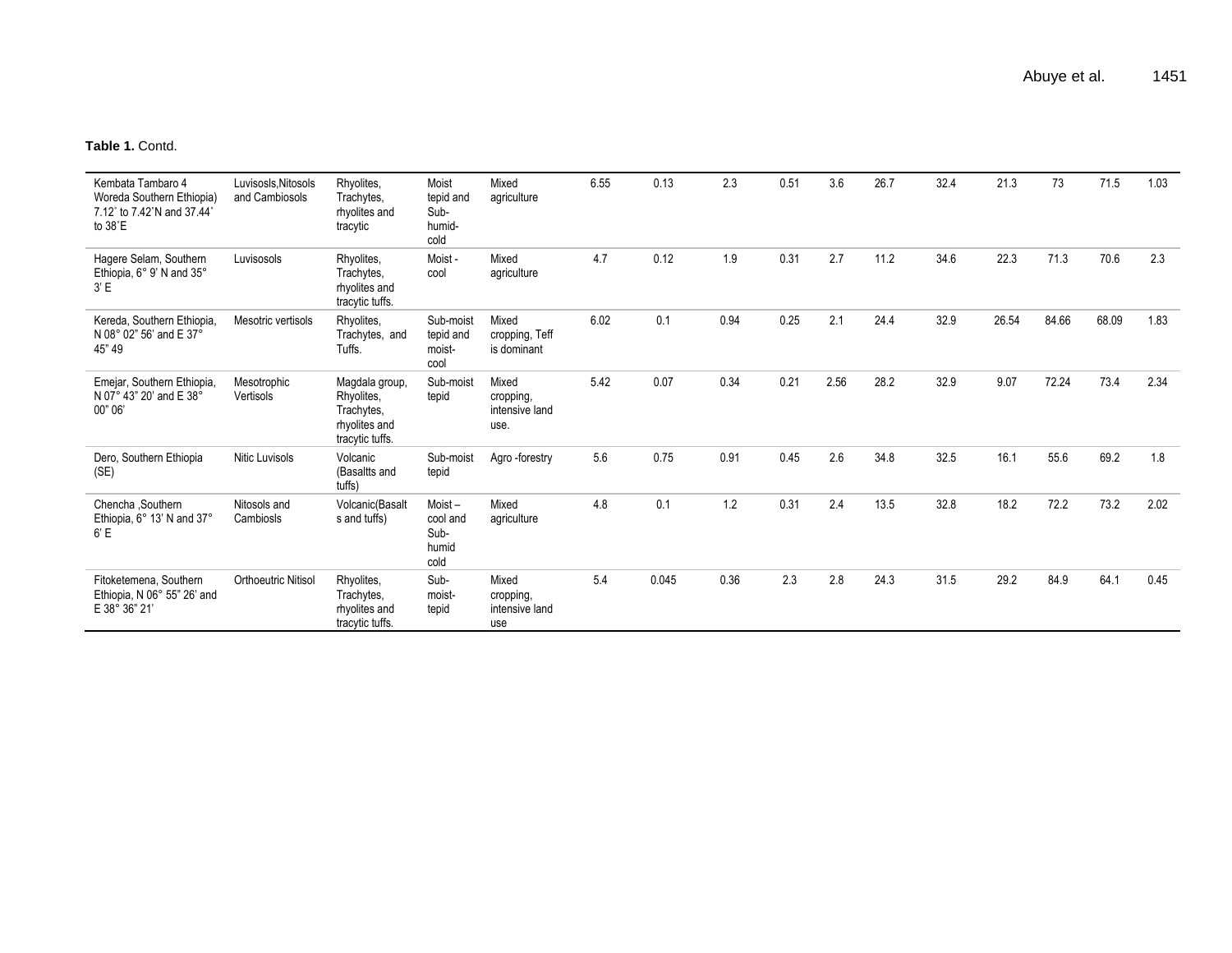**Table 1.** Contd.

| | | | | | | | | | | | | | | | |
|---|---|---|---|---|---|---|---|---|---|---|---|---|---|---|---|
| Kembata Tambaro 4 Woreda Southern Ethiopia) 7.12˚ to 7.42˚N and 37.44˚ to 38˚E | Luvisosls,Nitosols and Cambiosols | Rhyolites, Trachytes, rhyolites and tracytic | Moist tepid and Sub-humid-cold | Mixed agriculture | 6.55 | 0.13 | 2.3 | 0.51 | 3.6 | 26.7 | 32.4 | 21.3 | 73 | 71.5 | 1.03 |
| Hagere Selam, Southern Ethiopia, 6° 9' N and 35° 3' E | Luvisosols | Rhyolites, Trachytes, rhyolites and tracytic tuffs. | Moist - cool | Mixed agriculture | 4.7 | 0.12 | 1.9 | 0.31 | 2.7 | 11.2 | 34.6 | 22.3 | 71.3 | 70.6 | 2.3 |
| Kereda, Southern Ethiopia, N 08° 02" 56' and E 37° 45" 49 | Mesotric vertisols | Rhyolites, Trachytes, and Tuffs. | Sub-moist tepid and moist-cool | Mixed cropping, Teff is dominant | 6.02 | 0.1 | 0.94 | 0.25 | 2.1 | 24.4 | 32.9 | 26.54 | 84.66 | 68.09 | 1.83 |
| Emejar, Southern Ethiopia, N 07° 43" 20' and E 38° 00" 06' | Mesotrophic Vertisols | Magdala group, Rhyolites, Trachytes, rhyolites and tracytic tuffs. | Sub-moist tepid | Mixed cropping, intensive land use. | 5.42 | 0.07 | 0.34 | 0.21 | 2.56 | 28.2 | 32.9 | 9.07 | 72.24 | 73.4 | 2.34 |
| Dero, Southern Ethiopia (SE) | Nitic Luvisols | Volcanic (Basaltts and tuffs) | Sub-moist tepid | Agro -forestry | 5.6 | 0.75 | 0.91 | 0.45 | 2.6 | 34.8 | 32.5 | 16.1 | 55.6 | 69.2 | 1.8 |
| Chencha ,Southern Ethiopia, 6° 13' N and 37° 6' E | Nitosols and Cambiosls | Volcanic(Basalts and tuffs) | Moist – cool and Sub-humid cold | Mixed agriculture | 4.8 | 0.1 | 1.2 | 0.31 | 2.4 | 13.5 | 32.8 | 18.2 | 72.2 | 73.2 | 2.02 |
| Fitoketemena, Southern Ethiopia, N 06° 55" 26' and E 38° 36" 21' | Orthoeutric Nitisol | Rhyolites, Trachytes, rhyolites and tracytic tuffs. | Sub-moist-tepid | Mixed cropping, intensive land use | 5.4 | 0.045 | 0.36 | 2.3 | 2.8 | 24.3 | 31.5 | 29.2 | 84.9 | 64.1 | 0.45 |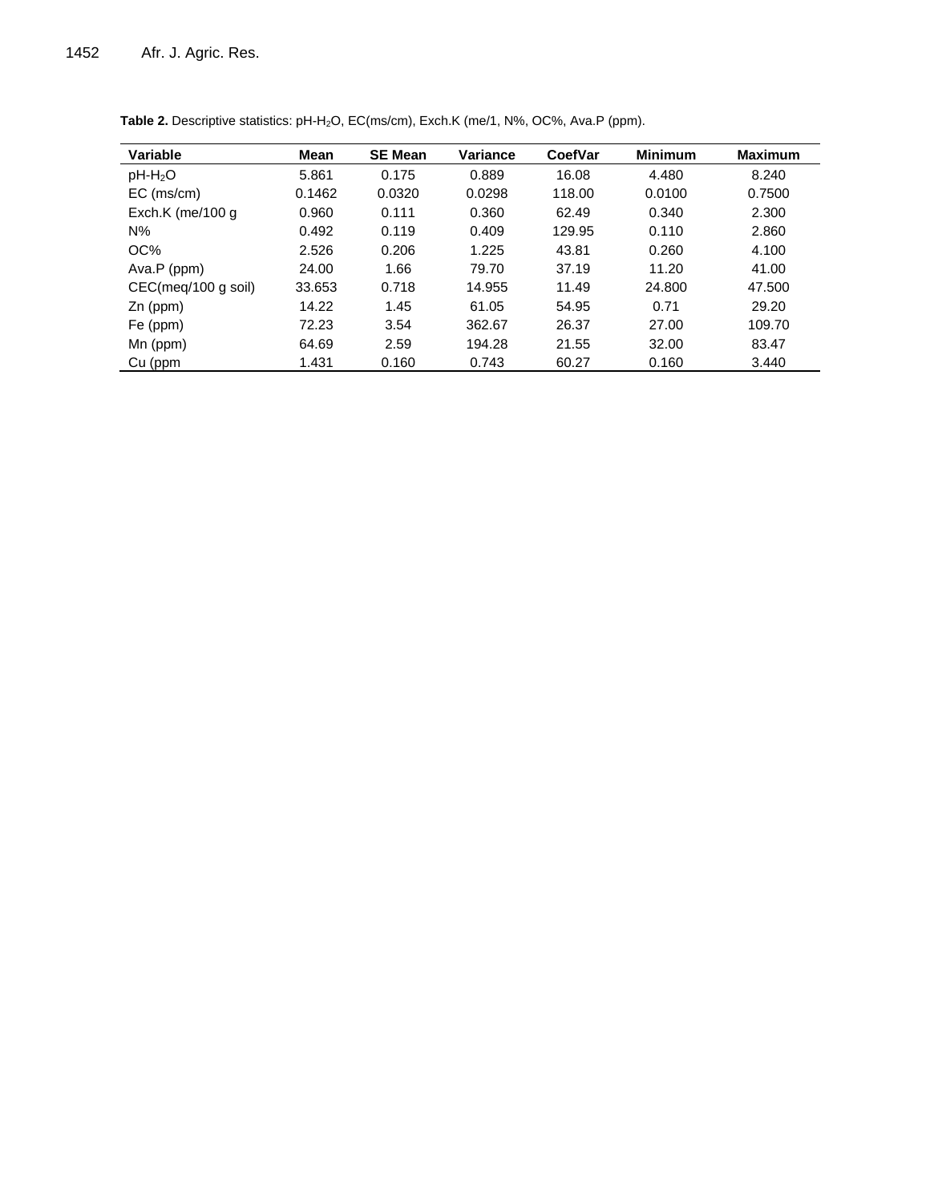**Table 2.** Descriptive statistics: pH-$H_2O$, EC(ms/cm), Exch.K (me/1, N%, OC%, Ava.P (ppm).

| Variable | Mean | SE Mean | Variance | CoefVar | Minimum | Maximum |
|---|---|---|---|---|---|---|
| pH-$H_2O$ | 5.861 | 0.175 | 0.889 | 16.08 | 4.480 | 8.240 |
| EC (ms/cm) | 0.1462 | 0.0320 | 0.0298 | 118.00 | 0.0100 | 0.7500 |
| Exch.K (me/100 g | 0.960 | 0.111 | 0.360 | 62.49 | 0.340 | 2.300 |
| N% | 0.492 | 0.119 | 0.409 | 129.95 | 0.110 | 2.860 |
| OC% | 2.526 | 0.206 | 1.225 | 43.81 | 0.260 | 4.100 |
| Ava.P (ppm) | 24.00 | 1.66 | 79.70 | 37.19 | 11.20 | 41.00 |
| CEC(meq/100 g soil) | 33.653 | 0.718 | 14.955 | 11.49 | 24.800 | 47.500 |
| Zn (ppm) | 14.22 | 1.45 | 61.05 | 54.95 | 0.71 | 29.20 |
| Fe (ppm) | 72.23 | 3.54 | 362.67 | 26.37 | 27.00 | 109.70 |
| Mn (ppm) | 64.69 | 2.59 | 194.28 | 21.55 | 32.00 | 83.47 |
| Cu (ppm | 1.431 | 0.160 | 0.743 | 60.27 | 0.160 | 3.440 |